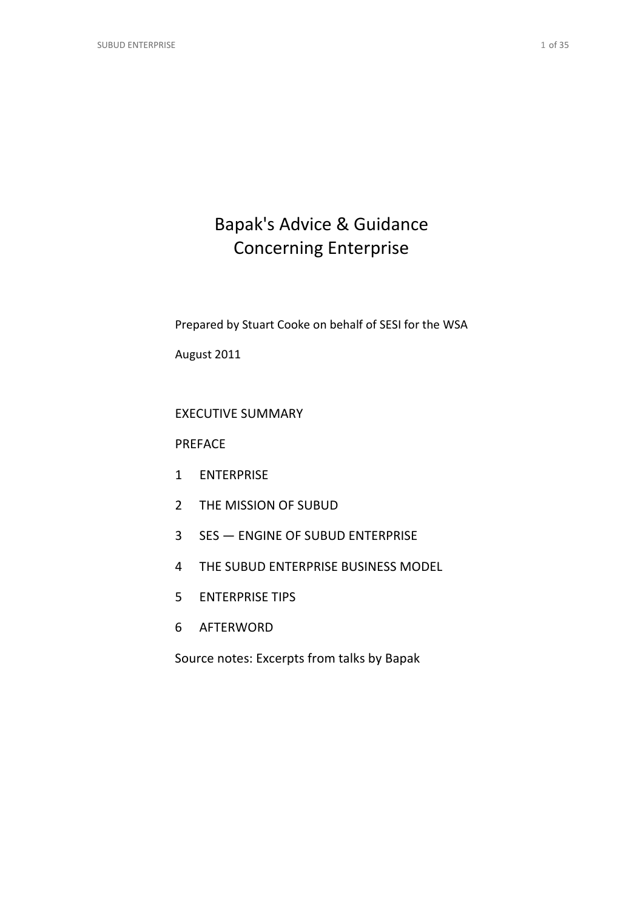# Bapak's Advice & Guidance Concerning Enterprise

Prepared by Stuart Cooke on behalf of SESI for the WSA

August 2011

EXECUTIVE SUMMARY

PREFACE

1 ENTERPRISE

2 THE MISSION OF SUBUD

3 SES — ENGINE OF SUBUD ENTERPRISE

4 THE SUBUD ENTERPRISE BUSINESS MODEL

5 ENTERPRISE TIPS

6 AFTERWORD

Source notes: Excerpts from talks by Bapak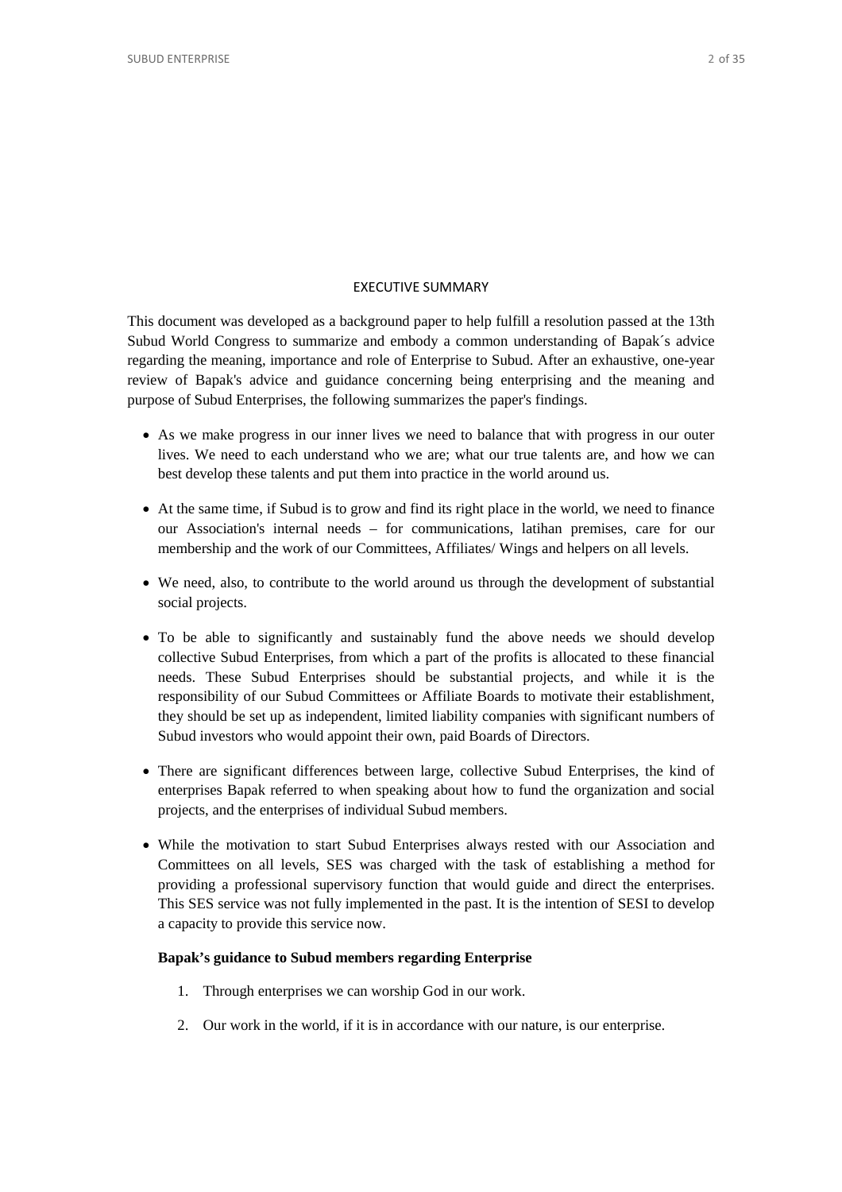## EXECUTIVE SUMMARY

This document was developed as a background paper to help fulfill a resolution passed at the 13th Subud World Congress to summarize and embody a common understanding of Bapak´s advice regarding the meaning, importance and role of Enterprise to Subud. After an exhaustive, one-year review of Bapak's advice and guidance concerning being enterprising and the meaning and purpose of Subud Enterprises, the following summarizes the paper's findings.

- As we make progress in our inner lives we need to balance that with progress in our outer lives. We need to each understand who we are; what our true talents are, and how we can best develop these talents and put them into practice in the world around us.
- At the same time, if Subud is to grow and find its right place in the world, we need to finance our Association's internal needs – for communications, latihan premises, care for our membership and the work of our Committees, Affiliates/ Wings and helpers on all levels.
- We need, also, to contribute to the world around us through the development of substantial social projects.
- To be able to significantly and sustainably fund the above needs we should develop collective Subud Enterprises, from which a part of the profits is allocated to these financial needs. These Subud Enterprises should be substantial projects, and while it is the responsibility of our Subud Committees or Affiliate Boards to motivate their establishment, they should be set up as independent, limited liability companies with significant numbers of Subud investors who would appoint their own, paid Boards of Directors.
- There are significant differences between large, collective Subud Enterprises, the kind of enterprises Bapak referred to when speaking about how to fund the organization and social projects, and the enterprises of individual Subud members.
- While the motivation to start Subud Enterprises always rested with our Association and Committees on all levels, SES was charged with the task of establishing a method for providing a professional supervisory function that would guide and direct the enterprises. This SES service was not fully implemented in the past. It is the intention of SESI to develop a capacity to provide this service now.

**Bapak's guidance to Subud members regarding Enterprise**

1. Through enterprises we can worship God in our work.
2. Our work in the world, if it is in accordance with our nature, is our enterprise.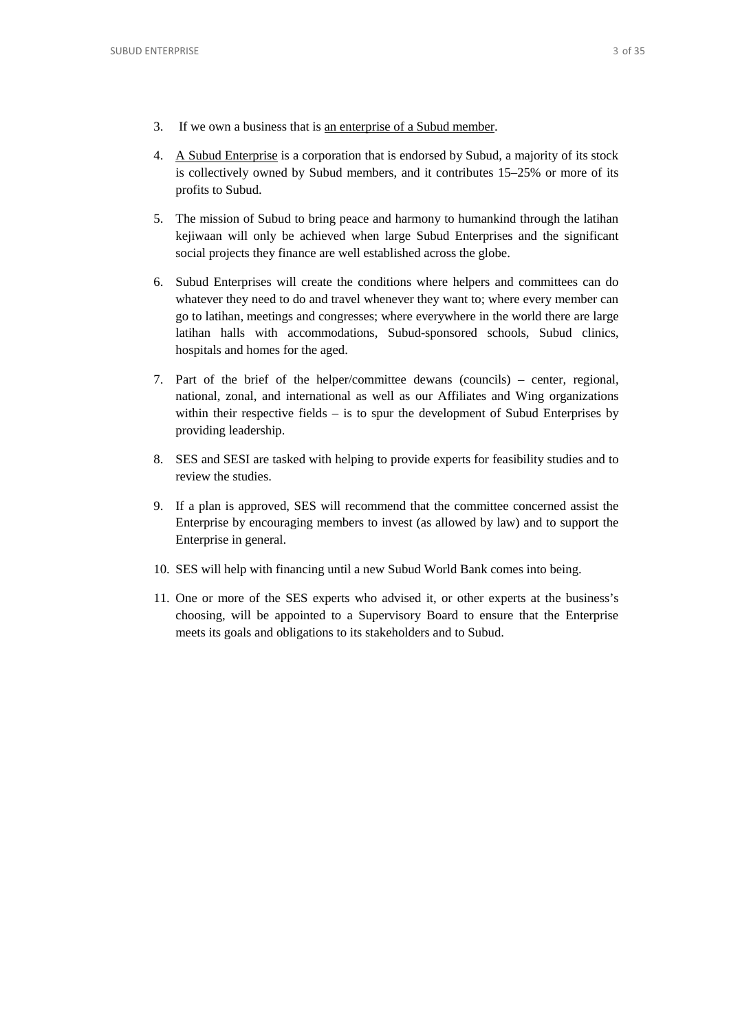3. If we own a business that is <u>an enterprise of a Subud member</u>.

4. <u>A Subud Enterprise</u> is a corporation that is endorsed by Subud, a majority of its stock is collectively owned by Subud members, and it contributes 15–25% or more of its profits to Subud.

5. The mission of Subud to bring peace and harmony to humankind through the latihan kejiwaan will only be achieved when large Subud Enterprises and the significant social projects they finance are well established across the globe.

6. Subud Enterprises will create the conditions where helpers and committees can do whatever they need to do and travel whenever they want to; where every member can go to latihan, meetings and congresses; where everywhere in the world there are large latihan halls with accommodations, Subud-sponsored schools, Subud clinics, hospitals and homes for the aged.

7. Part of the brief of the helper/committee dewans (councils) – center, regional, national, zonal, and international as well as our Affiliates and Wing organizations within their respective fields – is to spur the development of Subud Enterprises by providing leadership.

8. SES and SESI are tasked with helping to provide experts for feasibility studies and to review the studies.

9. If a plan is approved, SES will recommend that the committee concerned assist the Enterprise by encouraging members to invest (as allowed by law) and to support the Enterprise in general.

10. SES will help with financing until a new Subud World Bank comes into being.

11. One or more of the SES experts who advised it, or other experts at the business's choosing, will be appointed to a Supervisory Board to ensure that the Enterprise meets its goals and obligations to its stakeholders and to Subud.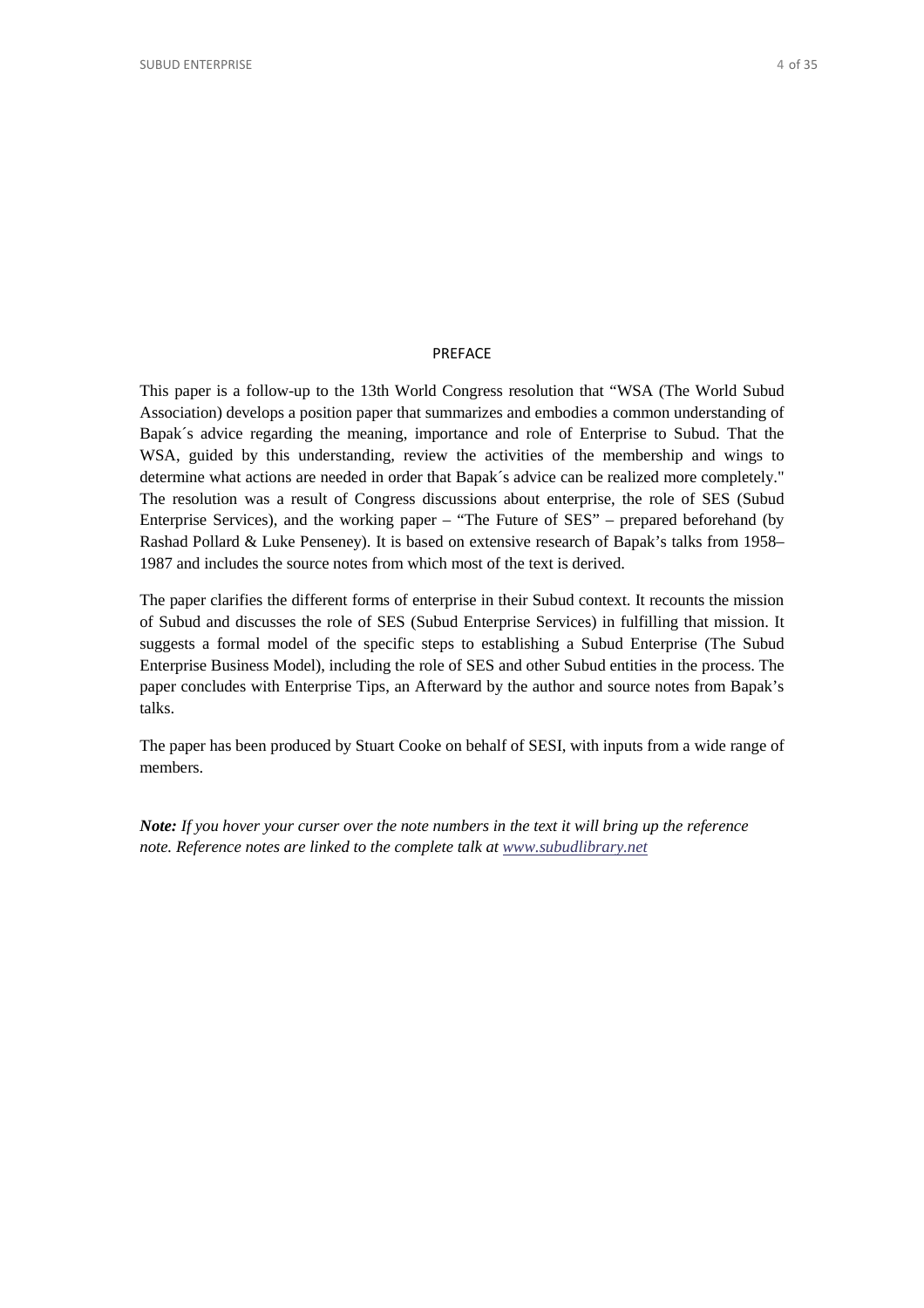## PREFACE

This paper is a follow-up to the 13th World Congress resolution that “WSA (The World Subud Association) develops a position paper that summarizes and embodies a common understanding of Bapak´s advice regarding the meaning, importance and role of Enterprise to Subud. That the WSA, guided by this understanding, review the activities of the membership and wings to determine what actions are needed in order that Bapak´s advice can be realized more completely." The resolution was a result of Congress discussions about enterprise, the role of SES (Subud Enterprise Services), and the working paper – “The Future of SES” – prepared beforehand (by Rashad Pollard & Luke Penseney). It is based on extensive research of Bapak’s talks from 1958–1987 and includes the source notes from which most of the text is derived.

The paper clarifies the different forms of enterprise in their Subud context. It recounts the mission of Subud and discusses the role of SES (Subud Enterprise Services) in fulfilling that mission. It suggests a formal model of the specific steps to establishing a Subud Enterprise (The Subud Enterprise Business Model), including the role of SES and other Subud entities in the process. The paper concludes with Enterprise Tips, an Afterward by the author and source notes from Bapak’s talks.

The paper has been produced by Stuart Cooke on behalf of SESI, with inputs from a wide range of members.

***Note:*** *If you hover your curser over the note numbers in the text it will bring up the reference note. Reference notes are linked to the complete talk at [www.subudlibrary.net](http://www.subudlibrary.net)*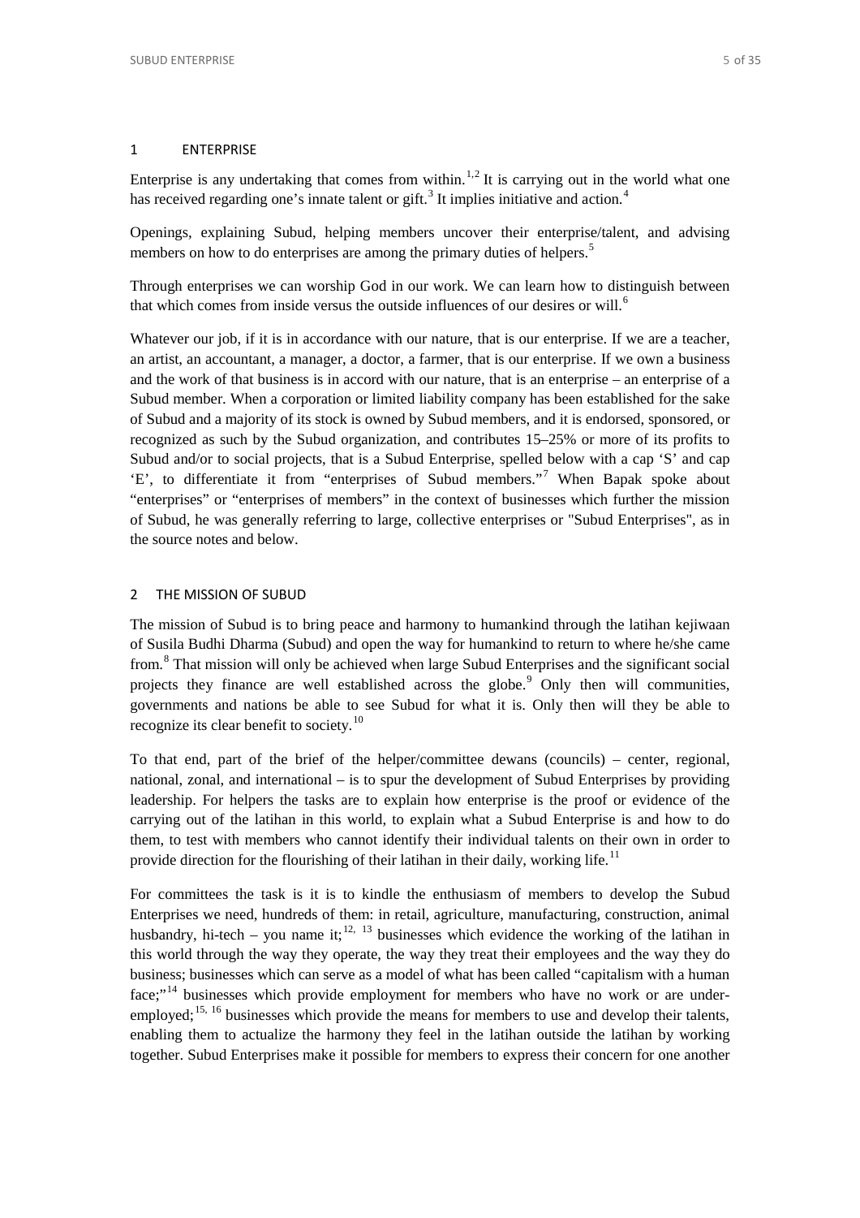## 1 ENTERPRISE

Enterprise is any undertaking that comes from within.[1,2] It is carrying out in the world what one has received regarding one's innate talent or gift.[3] It implies initiative and action.[4]

Openings, explaining Subud, helping members uncover their enterprise/talent, and advising members on how to do enterprises are among the primary duties of helpers.[5]

Through enterprises we can worship God in our work. We can learn how to distinguish between that which comes from inside versus the outside influences of our desires or will.[6]

Whatever our job, if it is in accordance with our nature, that is our enterprise. If we are a teacher, an artist, an accountant, a manager, a doctor, a farmer, that is our enterprise. If we own a business and the work of that business is in accord with our nature, that is an enterprise – an enterprise of a Subud member. When a corporation or limited liability company has been established for the sake of Subud and a majority of its stock is owned by Subud members, and it is endorsed, sponsored, or recognized as such by the Subud organization, and contributes 15–25% or more of its profits to Subud and/or to social projects, that is a Subud Enterprise, spelled below with a cap 'S' and cap 'E', to differentiate it from "enterprises of Subud members."[7] When Bapak spoke about "enterprises" or "enterprises of members" in the context of businesses which further the mission of Subud, he was generally referring to large, collective enterprises or "Subud Enterprises", as in the source notes and below.

## 2 THE MISSION OF SUBUD

The mission of Subud is to bring peace and harmony to humankind through the latihan kejiwaan of Susila Budhi Dharma (Subud) and open the way for humankind to return to where he/she came from.[8] That mission will only be achieved when large Subud Enterprises and the significant social projects they finance are well established across the globe.[9] Only then will communities, governments and nations be able to see Subud for what it is. Only then will they be able to recognize its clear benefit to society.[10]

To that end, part of the brief of the helper/committee dewans (councils) – center, regional, national, zonal, and international – is to spur the development of Subud Enterprises by providing leadership. For helpers the tasks are to explain how enterprise is the proof or evidence of the carrying out of the latihan in this world, to explain what a Subud Enterprise is and how to do them, to test with members who cannot identify their individual talents on their own in order to provide direction for the flourishing of their latihan in their daily, working life.[11]

For committees the task is it is to kindle the enthusiasm of members to develop the Subud Enterprises we need, hundreds of them: in retail, agriculture, manufacturing, construction, animal husbandry, hi-tech – you name it;[12, 13] businesses which evidence the working of the latihan in this world through the way they operate, the way they treat their employees and the way they do business; businesses which can serve as a model of what has been called "capitalism with a human face;"[14] businesses which provide employment for members who have no work or are under-employed;[15, 16] businesses which provide the means for members to use and develop their talents, enabling them to actualize the harmony they feel in the latihan outside the latihan by working together. Subud Enterprises make it possible for members to express their concern for one another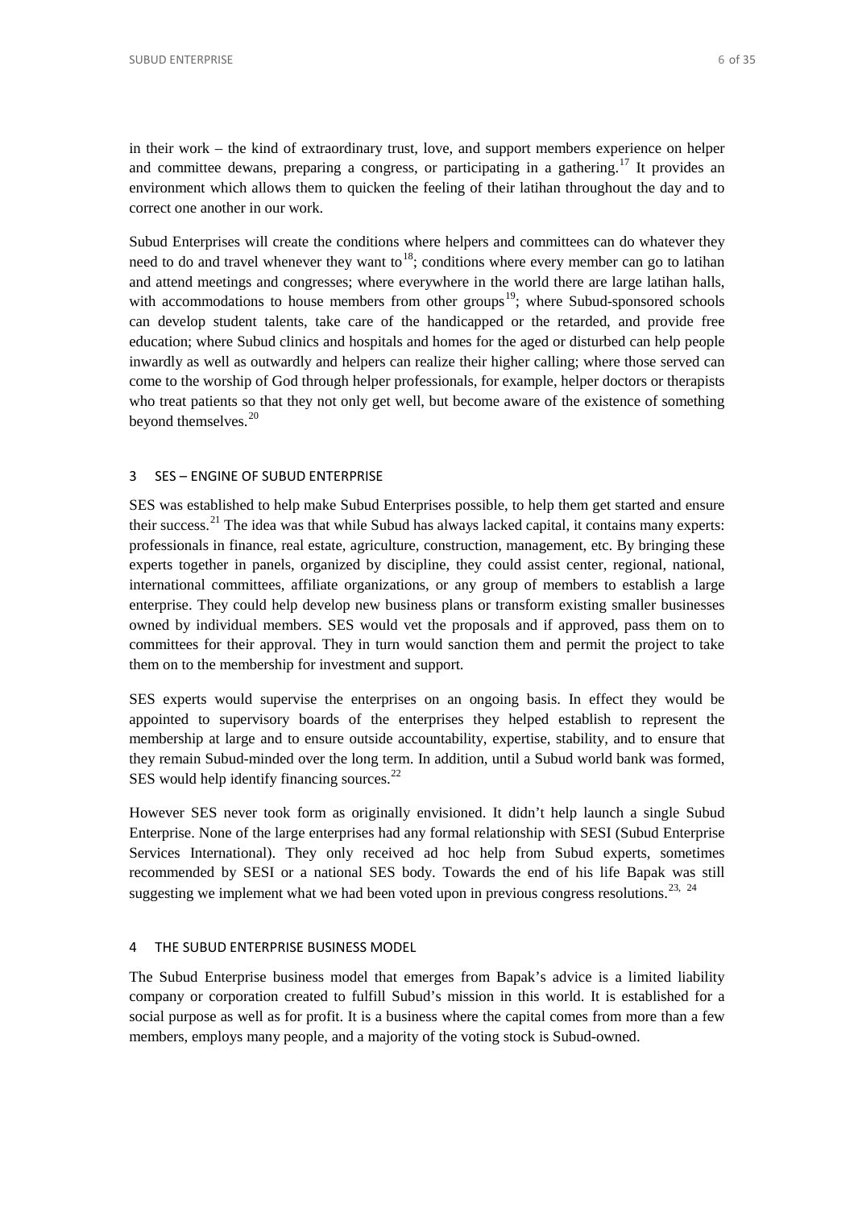in their work – the kind of extraordinary trust, love, and support members experience on helper and committee dewans, preparing a congress, or participating in a gathering.[17] It provides an environment which allows them to quicken the feeling of their latihan throughout the day and to correct one another in our work.

Subud Enterprises will create the conditions where helpers and committees can do whatever they need to do and travel whenever they want to[18]; conditions where every member can go to latihan and attend meetings and congresses; where everywhere in the world there are large latihan halls, with accommodations to house members from other groups[19]; where Subud-sponsored schools can develop student talents, take care of the handicapped or the retarded, and provide free education; where Subud clinics and hospitals and homes for the aged or disturbed can help people inwardly as well as outwardly and helpers can realize their higher calling; where those served can come to the worship of God through helper professionals, for example, helper doctors or therapists who treat patients so that they not only get well, but become aware of the existence of something beyond themselves.[20]

## 3 SES – ENGINE OF SUBUD ENTERPRISE

SES was established to help make Subud Enterprises possible, to help them get started and ensure their success.[21] The idea was that while Subud has always lacked capital, it contains many experts: professionals in finance, real estate, agriculture, construction, management, etc. By bringing these experts together in panels, organized by discipline, they could assist center, regional, national, international committees, affiliate organizations, or any group of members to establish a large enterprise. They could help develop new business plans or transform existing smaller businesses owned by individual members. SES would vet the proposals and if approved, pass them on to committees for their approval. They in turn would sanction them and permit the project to take them on to the membership for investment and support.

SES experts would supervise the enterprises on an ongoing basis. In effect they would be appointed to supervisory boards of the enterprises they helped establish to represent the membership at large and to ensure outside accountability, expertise, stability, and to ensure that they remain Subud-minded over the long term. In addition, until a Subud world bank was formed, SES would help identify financing sources.[22]

However SES never took form as originally envisioned. It didn't help launch a single Subud Enterprise. None of the large enterprises had any formal relationship with SESI (Subud Enterprise Services International). They only received ad hoc help from Subud experts, sometimes recommended by SESI or a national SES body. Towards the end of his life Bapak was still suggesting we implement what we had been voted upon in previous congress resolutions.[23, 24]

## 4 THE SUBUD ENTERPRISE BUSINESS MODEL

The Subud Enterprise business model that emerges from Bapak's advice is a limited liability company or corporation created to fulfill Subud's mission in this world. It is established for a social purpose as well as for profit. It is a business where the capital comes from more than a few members, employs many people, and a majority of the voting stock is Subud-owned.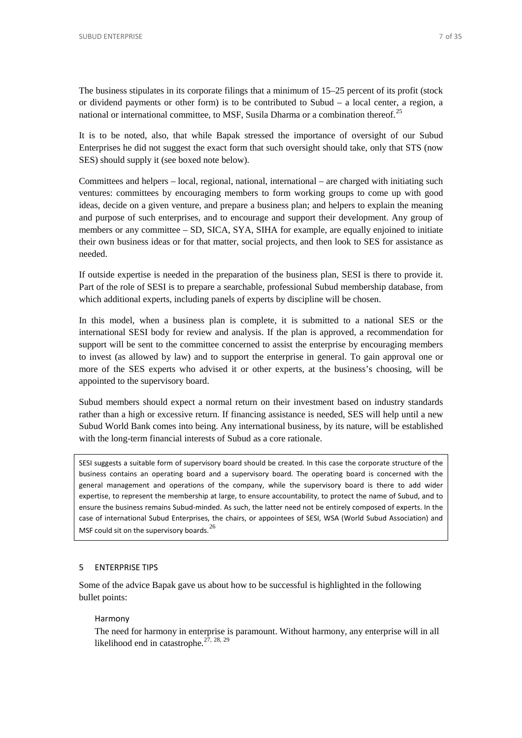The business stipulates in its corporate filings that a minimum of 15–25 percent of its profit (stock or dividend payments or other form) is to be contributed to Subud – a local center, a region, a national or international committee, to MSF, Susila Dharma or a combination thereof.[25]

It is to be noted, also, that while Bapak stressed the importance of oversight of our Subud Enterprises he did not suggest the exact form that such oversight should take, only that STS (now SES) should supply it (see boxed note below).

Committees and helpers – local, regional, national, international – are charged with initiating such ventures: committees by encouraging members to form working groups to come up with good ideas, decide on a given venture, and prepare a business plan; and helpers to explain the meaning and purpose of such enterprises, and to encourage and support their development. Any group of members or any committee – SD, SICA, SYA, SIHA for example, are equally enjoined to initiate their own business ideas or for that matter, social projects, and then look to SES for assistance as needed.

If outside expertise is needed in the preparation of the business plan, SESI is there to provide it. Part of the role of SESI is to prepare a searchable, professional Subud membership database, from which additional experts, including panels of experts by discipline will be chosen.

In this model, when a business plan is complete, it is submitted to a national SES or the international SESI body for review and analysis. If the plan is approved, a recommendation for support will be sent to the committee concerned to assist the enterprise by encouraging members to invest (as allowed by law) and to support the enterprise in general. To gain approval one or more of the SES experts who advised it or other experts, at the business's choosing, will be appointed to the supervisory board.

Subud members should expect a normal return on their investment based on industry standards rather than a high or excessive return. If financing assistance is needed, SES will help until a new Subud World Bank comes into being. Any international business, by its nature, will be established with the long-term financial interests of Subud as a core rationale.

> SESI suggests a suitable form of supervisory board should be created. In this case the corporate structure of the business contains an operating board and a supervisory board. The operating board is concerned with the general management and operations of the company, while the supervisory board is there to add wider expertise, to represent the membership at large, to ensure accountability, to protect the name of Subud, and to ensure the business remains Subud-minded. As such, the latter need not be entirely composed of experts. In the case of international Subud Enterprises, the chairs, or appointees of SESI, WSA (World Subud Association) and MSF could sit on the supervisory boards.[26]

## 5 ENTERPRISE TIPS

Some of the advice Bapak gave us about how to be successful is highlighted in the following bullet points:

### Harmony

The need for harmony in enterprise is paramount. Without harmony, any enterprise will in all likelihood end in catastrophe.[27, 28, 29]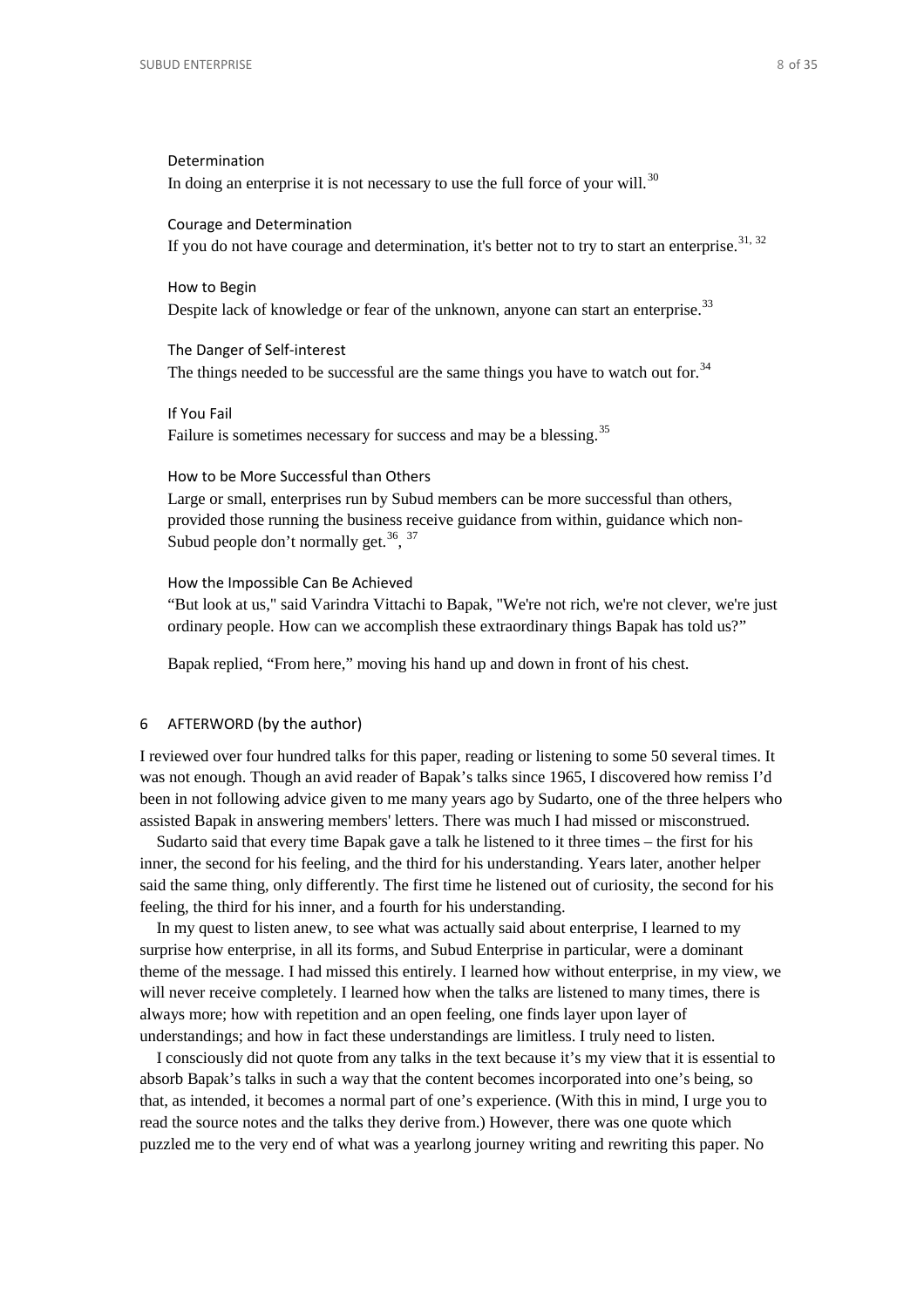#### Determination

In doing an enterprise it is not necessary to use the full force of your will.[30]

#### Courage and Determination

If you do not have courage and determination, it's better not to try to start an enterprise.[31, 32]

#### How to Begin

Despite lack of knowledge or fear of the unknown, anyone can start an enterprise.[33]

#### The Danger of Self-interest

The things needed to be successful are the same things you have to watch out for.[34]

#### If You Fail

Failure is sometimes necessary for success and may be a blessing.[35]

#### How to be More Successful than Others

Large or small, enterprises run by Subud members can be more successful than others, provided those running the business receive guidance from within, guidance which non-Subud people don't normally get.[36], [37]

#### How the Impossible Can Be Achieved

"But look at us," said Varindra Vittachi to Bapak, "We're not rich, we're not clever, we're just ordinary people. How can we accomplish these extraordinary things Bapak has told us?"

Bapak replied, "From here," moving his hand up and down in front of his chest.

## 6 AFTERWORD (by the author)

I reviewed over four hundred talks for this paper, reading or listening to some 50 several times. It was not enough. Though an avid reader of Bapak's talks since 1965, I discovered how remiss I'd been in not following advice given to me many years ago by Sudarto, one of the three helpers who assisted Bapak in answering members' letters. There was much I had missed or misconstrued.

Sudarto said that every time Bapak gave a talk he listened to it three times – the first for his inner, the second for his feeling, and the third for his understanding. Years later, another helper said the same thing, only differently. The first time he listened out of curiosity, the second for his feeling, the third for his inner, and a fourth for his understanding.

In my quest to listen anew, to see what was actually said about enterprise, I learned to my surprise how enterprise, in all its forms, and Subud Enterprise in particular, were a dominant theme of the message. I had missed this entirely. I learned how without enterprise, in my view, we will never receive completely. I learned how when the talks are listened to many times, there is always more; how with repetition and an open feeling, one finds layer upon layer of understandings; and how in fact these understandings are limitless. I truly need to listen.

I consciously did not quote from any talks in the text because it's my view that it is essential to absorb Bapak's talks in such a way that the content becomes incorporated into one's being, so that, as intended, it becomes a normal part of one's experience. (With this in mind, I urge you to read the source notes and the talks they derive from.) However, there was one quote which puzzled me to the very end of what was a yearlong journey writing and rewriting this paper. No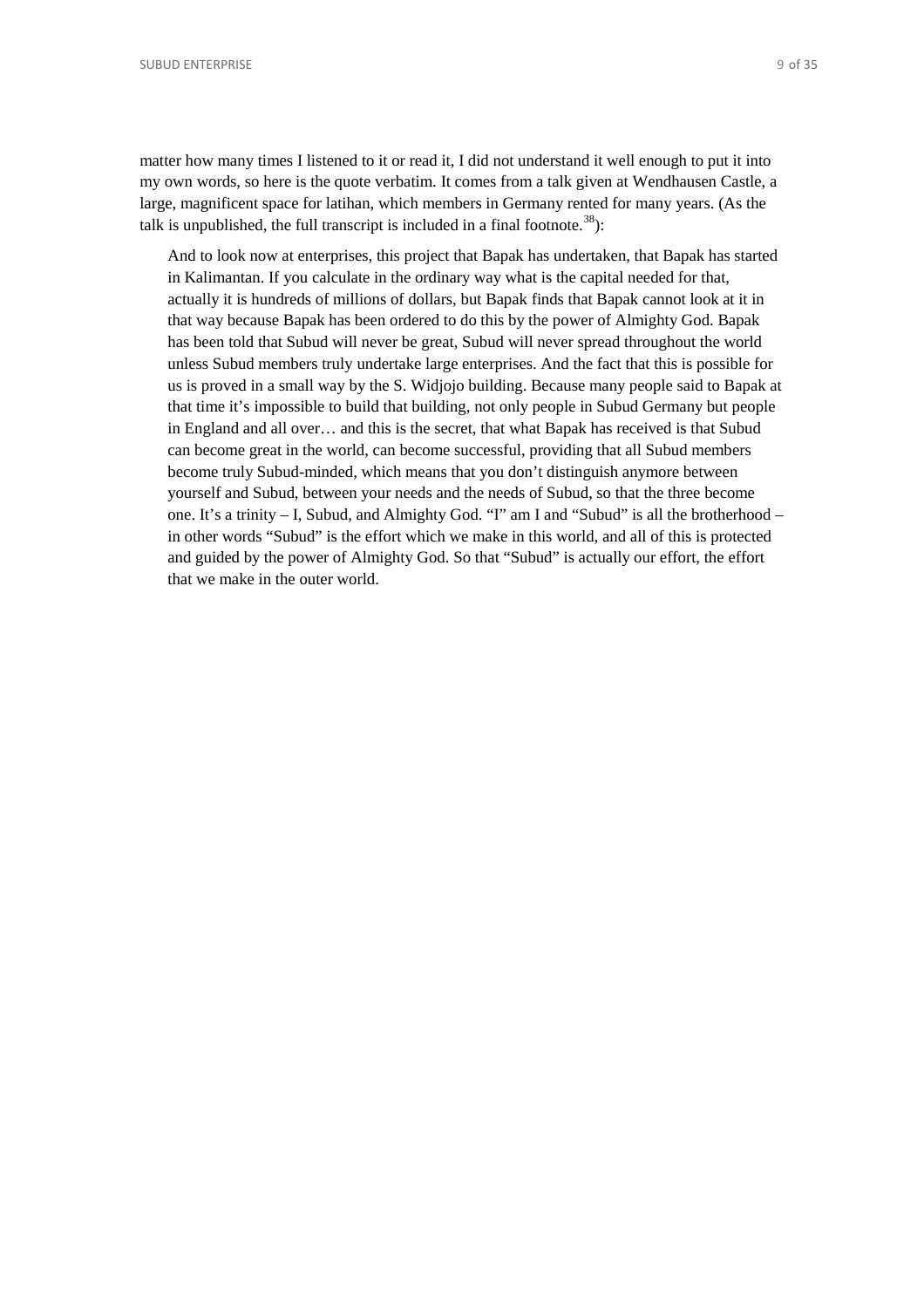matter how many times I listened to it or read it, I did not understand it well enough to put it into my own words, so here is the quote verbatim. It comes from a talk given at Wendhausen Castle, a large, magnificent space for latihan, which members in Germany rented for many years. (As the talk is unpublished, the full transcript is included in a final footnote.[38]):

> And to look now at enterprises, this project that Bapak has undertaken, that Bapak has started in Kalimantan. If you calculate in the ordinary way what is the capital needed for that, actually it is hundreds of millions of dollars, but Bapak finds that Bapak cannot look at it in that way because Bapak has been ordered to do this by the power of Almighty God. Bapak has been told that Subud will never be great, Subud will never spread throughout the world unless Subud members truly undertake large enterprises. And the fact that this is possible for us is proved in a small way by the S. Widjojo building. Because many people said to Bapak at that time it's impossible to build that building, not only people in Subud Germany but people in England and all over… and this is the secret, that what Bapak has received is that Subud can become great in the world, can become successful, providing that all Subud members become truly Subud-minded, which means that you don't distinguish anymore between yourself and Subud, between your needs and the needs of Subud, so that the three become one. It's a trinity – I, Subud, and Almighty God. "I" am I and "Subud" is all the brotherhood – in other words "Subud" is the effort which we make in this world, and all of this is protected and guided by the power of Almighty God. So that "Subud" is actually our effort, the effort that we make in the outer world.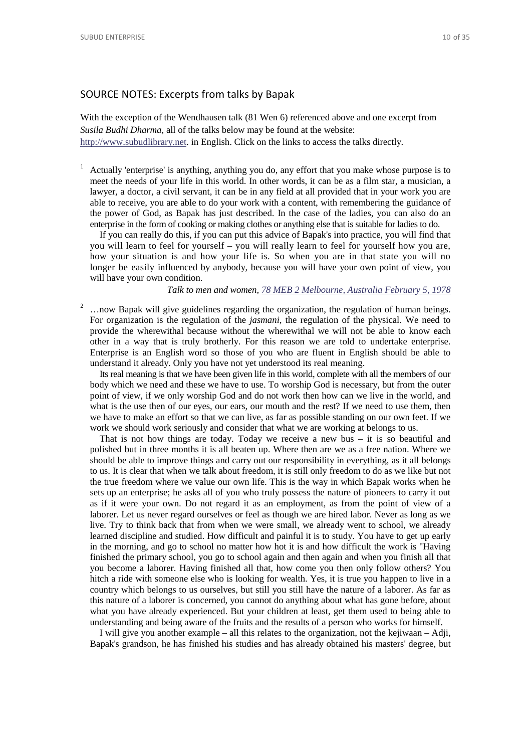## SOURCE NOTES: Excerpts from talks by Bapak

With the exception of the Wendhausen talk (81 Wen 6) referenced above and one excerpt from *Susila Budhi Dharma*, all of the talks below may be found at the website: [http://www.subudlibrary.net](http://www.subudlibrary.net). in English. Click on the links to access the talks directly.

[1] Actually 'enterprise' is anything, anything you do, any effort that you make whose purpose is to meet the needs of your life in this world. In other words, it can be as a film star, a musician, a lawyer, a doctor, a civil servant, it can be in any field at all provided that in your work you are able to receive, you are able to do your work with a content, with remembering the guidance of the power of God, as Bapak has just described. In the case of the ladies, you can also do an enterprise in the form of cooking or making clothes or anything else that is suitable for ladies to do.

If you can really do this, if you can put this advice of Bapak's into practice, you will find that you will learn to feel for yourself – you will really learn to feel for yourself how you are, how your situation is and how your life is. So when you are in that state you will no longer be easily influenced by anybody, because you will have your own point of view, you will have your own condition.

*Talk to men and women, [78 MEB 2 Melbourne, Australia February 5, 1978](#)*

[2] …now Bapak will give guidelines regarding the organization, the regulation of human beings. For organization is the regulation of the *jasmani*, the regulation of the physical. We need to provide the wherewithal because without the wherewithal we will not be able to know each other in a way that is truly brotherly. For this reason we are told to undertake enterprise. Enterprise is an English word so those of you who are fluent in English should be able to understand it already. Only you have not yet understood its real meaning.

Its real meaning is that we have been given life in this world, complete with all the members of our body which we need and these we have to use. To worship God is necessary, but from the outer point of view, if we only worship God and do not work then how can we live in the world, and what is the use then of our eyes, our ears, our mouth and the rest? If we need to use them, then we have to make an effort so that we can live, as far as possible standing on our own feet. If we work we should work seriously and consider that what we are working at belongs to us.

That is not how things are today. Today we receive a new bus – it is so beautiful and polished but in three months it is all beaten up. Where then are we as a free nation. Where we should be able to improve things and carry out our responsibility in everything, as it all belongs to us. It is clear that when we talk about freedom, it is still only freedom to do as we like but not the true freedom where we value our own life. This is the way in which Bapak works when he sets up an enterprise; he asks all of you who truly possess the nature of pioneers to carry it out as if it were your own. Do not regard it as an employment, as from the point of view of a laborer. Let us never regard ourselves or feel as though we are hired labor. Never as long as we live. Try to think back that from when we were small, we already went to school, we already learned discipline and studied. How difficult and painful it is to study. You have to get up early in the morning, and go to school no matter how hot it is and how difficult the work is "Having finished the primary school, you go to school again and then again and when you finish all that you become a laborer. Having finished all that, how come you then only follow others? You hitch a ride with someone else who is looking for wealth. Yes, it is true you happen to live in a country which belongs to us ourselves, but still you still have the nature of a laborer. As far as this nature of a laborer is concerned, you cannot do anything about what has gone before, about what you have already experienced. But your children at least, get them used to being able to understanding and being aware of the fruits and the results of a person who works for himself.

I will give you another example – all this relates to the organization, not the kejiwaan – Adji, Bapak's grandson, he has finished his studies and has already obtained his masters' degree, but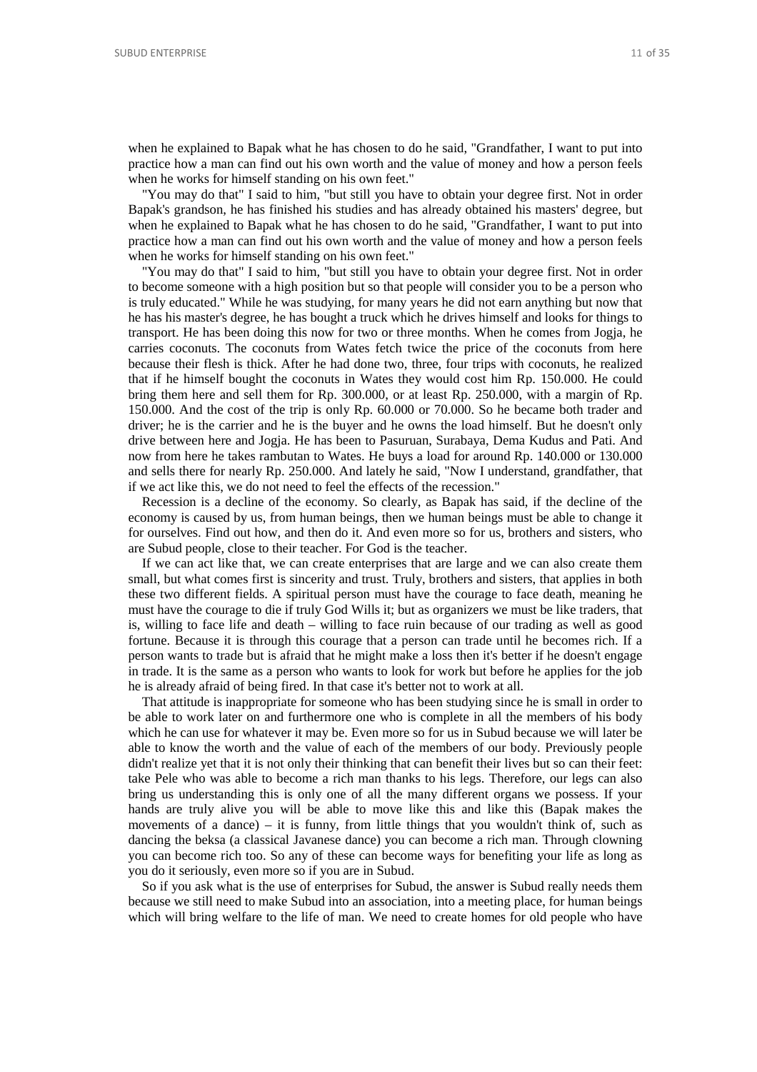when he explained to Bapak what he has chosen to do he said, "Grandfather, I want to put into practice how a man can find out his own worth and the value of money and how a person feels when he works for himself standing on his own feet."

"You may do that" I said to him, "but still you have to obtain your degree first. Not in order Bapak's grandson, he has finished his studies and has already obtained his masters' degree, but when he explained to Bapak what he has chosen to do he said, "Grandfather, I want to put into practice how a man can find out his own worth and the value of money and how a person feels when he works for himself standing on his own feet."

"You may do that" I said to him, "but still you have to obtain your degree first. Not in order to become someone with a high position but so that people will consider you to be a person who is truly educated." While he was studying, for many years he did not earn anything but now that he has his master's degree, he has bought a truck which he drives himself and looks for things to transport. He has been doing this now for two or three months. When he comes from Jogja, he carries coconuts. The coconuts from Wates fetch twice the price of the coconuts from here because their flesh is thick. After he had done two, three, four trips with coconuts, he realized that if he himself bought the coconuts in Wates they would cost him Rp. 150.000. He could bring them here and sell them for Rp. 300.000, or at least Rp. 250.000, with a margin of Rp. 150.000. And the cost of the trip is only Rp. 60.000 or 70.000. So he became both trader and driver; he is the carrier and he is the buyer and he owns the load himself. But he doesn't only drive between here and Jogja. He has been to Pasuruan, Surabaya, Dema Kudus and Pati. And now from here he takes rambutan to Wates. He buys a load for around Rp. 140.000 or 130.000 and sells there for nearly Rp. 250.000. And lately he said, "Now I understand, grandfather, that if we act like this, we do not need to feel the effects of the recession."

Recession is a decline of the economy. So clearly, as Bapak has said, if the decline of the economy is caused by us, from human beings, then we human beings must be able to change it for ourselves. Find out how, and then do it. And even more so for us, brothers and sisters, who are Subud people, close to their teacher. For God is the teacher.

If we can act like that, we can create enterprises that are large and we can also create them small, but what comes first is sincerity and trust. Truly, brothers and sisters, that applies in both these two different fields. A spiritual person must have the courage to face death, meaning he must have the courage to die if truly God Wills it; but as organizers we must be like traders, that is, willing to face life and death – willing to face ruin because of our trading as well as good fortune. Because it is through this courage that a person can trade until he becomes rich. If a person wants to trade but is afraid that he might make a loss then it's better if he doesn't engage in trade. It is the same as a person who wants to look for work but before he applies for the job he is already afraid of being fired. In that case it's better not to work at all.

That attitude is inappropriate for someone who has been studying since he is small in order to be able to work later on and furthermore one who is complete in all the members of his body which he can use for whatever it may be. Even more so for us in Subud because we will later be able to know the worth and the value of each of the members of our body. Previously people didn't realize yet that it is not only their thinking that can benefit their lives but so can their feet: take Pele who was able to become a rich man thanks to his legs. Therefore, our legs can also bring us understanding this is only one of all the many different organs we possess. If your hands are truly alive you will be able to move like this and like this (Bapak makes the movements of a dance) – it is funny, from little things that you wouldn't think of, such as dancing the beksa (a classical Javanese dance) you can become a rich man. Through clowning you can become rich too. So any of these can become ways for benefiting your life as long as you do it seriously, even more so if you are in Subud.

So if you ask what is the use of enterprises for Subud, the answer is Subud really needs them because we still need to make Subud into an association, into a meeting place, for human beings which will bring welfare to the life of man. We need to create homes for old people who have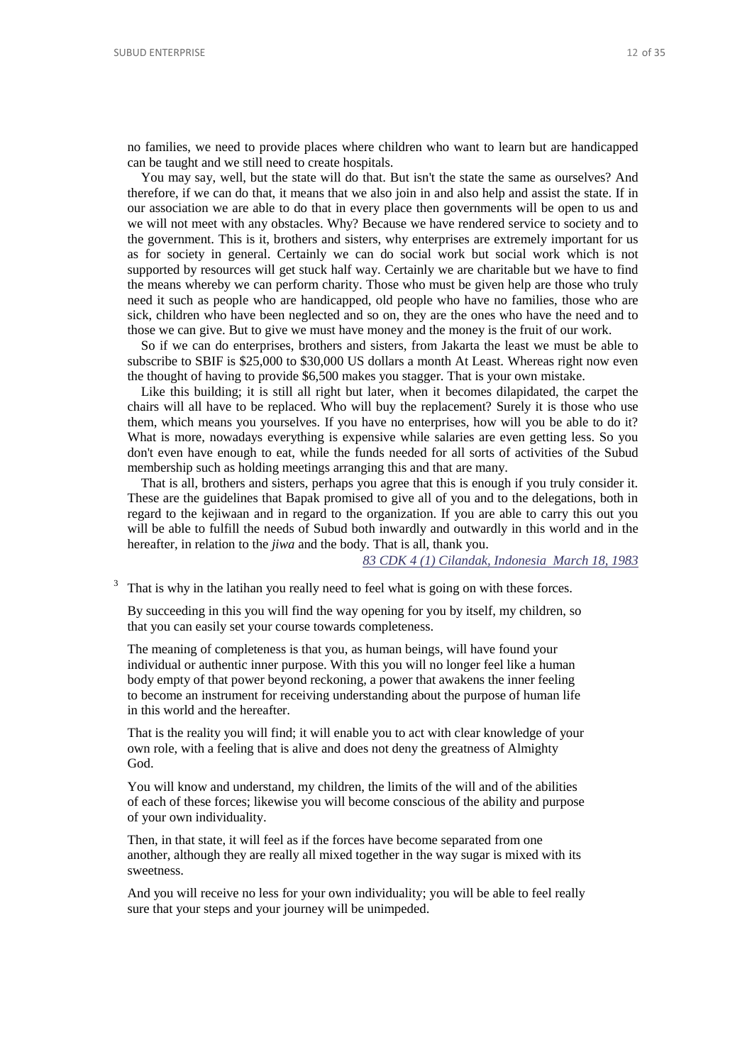no families, we need to provide places where children who want to learn but are handicapped can be taught and we still need to create hospitals.

You may say, well, but the state will do that. But isn't the state the same as ourselves? And therefore, if we can do that, it means that we also join in and also help and assist the state. If in our association we are able to do that in every place then governments will be open to us and we will not meet with any obstacles. Why? Because we have rendered service to society and to the government. This is it, brothers and sisters, why enterprises are extremely important for us as for society in general. Certainly we can do social work but social work which is not supported by resources will get stuck half way. Certainly we are charitable but we have to find the means whereby we can perform charity. Those who must be given help are those who truly need it such as people who are handicapped, old people who have no families, those who are sick, children who have been neglected and so on, they are the ones who have the need and to those we can give. But to give we must have money and the money is the fruit of our work.

So if we can do enterprises, brothers and sisters, from Jakarta the least we must be able to subscribe to SBIF is $25,000 to $30,000 US dollars a month At Least. Whereas right now even the thought of having to provide $6,500 makes you stagger. That is your own mistake.

Like this building; it is still all right but later, when it becomes dilapidated, the carpet the chairs will all have to be replaced. Who will buy the replacement? Surely it is those who use them, which means you yourselves. If you have no enterprises, how will you be able to do it? What is more, nowadays everything is expensive while salaries are even getting less. So you don't even have enough to eat, while the funds needed for all sorts of activities of the Subud membership such as holding meetings arranging this and that are many.

That is all, brothers and sisters, perhaps you agree that this is enough if you truly consider it. These are the guidelines that Bapak promised to give all of you and to the delegations, both in regard to the kejiwaan and in regard to the organization. If you are able to carry this out you will be able to fulfill the needs of Subud both inwardly and outwardly in this world and in the hereafter, in relation to the *jiwa* and the body. That is all, thank you.

*83 CDK 4 (1) Cilandak, Indonesia March 18, 1983*

[3] That is why in the latihan you really need to feel what is going on with these forces.

By succeeding in this you will find the way opening for you by itself, my children, so that you can easily set your course towards completeness.

The meaning of completeness is that you, as human beings, will have found your individual or authentic inner purpose. With this you will no longer feel like a human body empty of that power beyond reckoning, a power that awakens the inner feeling to become an instrument for receiving understanding about the purpose of human life in this world and the hereafter.

That is the reality you will find; it will enable you to act with clear knowledge of your own role, with a feeling that is alive and does not deny the greatness of Almighty God.

You will know and understand, my children, the limits of the will and of the abilities of each of these forces; likewise you will become conscious of the ability and purpose of your own individuality.

Then, in that state, it will feel as if the forces have become separated from one another, although they are really all mixed together in the way sugar is mixed with its sweetness.

And you will receive no less for your own individuality; you will be able to feel really sure that your steps and your journey will be unimpeded.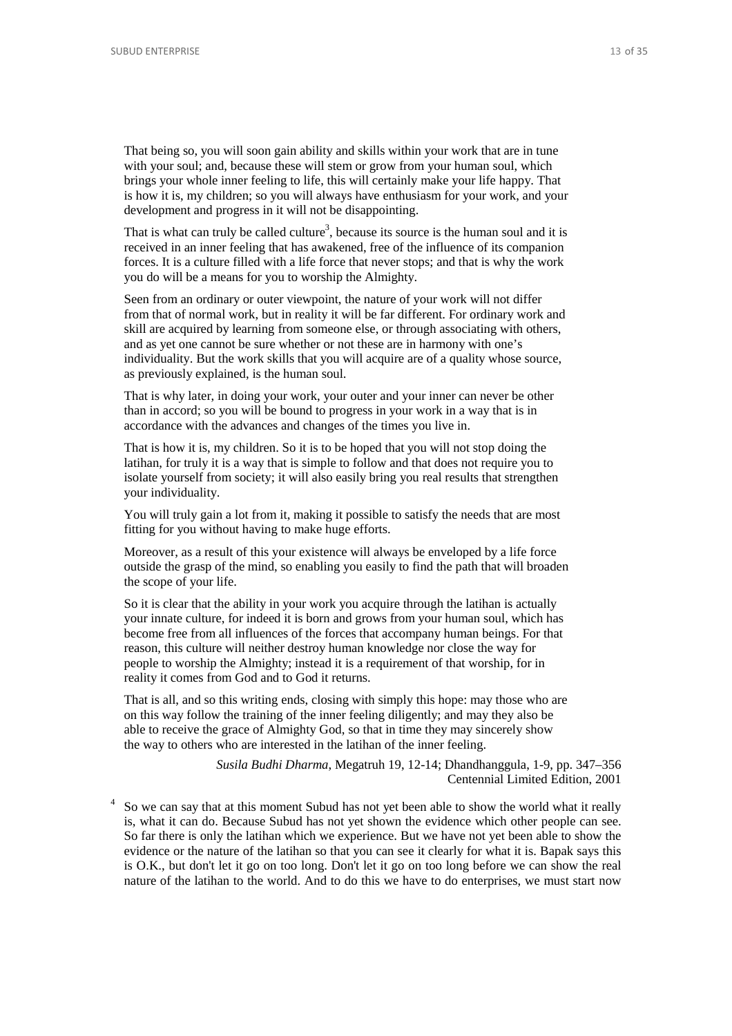That being so, you will soon gain ability and skills within your work that are in tune with your soul; and, because these will stem or grow from your human soul, which brings your whole inner feeling to life, this will certainly make your life happy. That is how it is, my children; so you will always have enthusiasm for your work, and your development and progress in it will not be disappointing.

That is what can truly be called culture[3], because its source is the human soul and it is received in an inner feeling that has awakened, free of the influence of its companion forces. It is a culture filled with a life force that never stops; and that is why the work you do will be a means for you to worship the Almighty.

Seen from an ordinary or outer viewpoint, the nature of your work will not differ from that of normal work, but in reality it will be far different. For ordinary work and skill are acquired by learning from someone else, or through associating with others, and as yet one cannot be sure whether or not these are in harmony with one's individuality. But the work skills that you will acquire are of a quality whose source, as previously explained, is the human soul.

That is why later, in doing your work, your outer and your inner can never be other than in accord; so you will be bound to progress in your work in a way that is in accordance with the advances and changes of the times you live in.

That is how it is, my children. So it is to be hoped that you will not stop doing the latihan, for truly it is a way that is simple to follow and that does not require you to isolate yourself from society; it will also easily bring you real results that strengthen your individuality.

You will truly gain a lot from it, making it possible to satisfy the needs that are most fitting for you without having to make huge efforts.

Moreover, as a result of this your existence will always be enveloped by a life force outside the grasp of the mind, so enabling you easily to find the path that will broaden the scope of your life.

So it is clear that the ability in your work you acquire through the latihan is actually your innate culture, for indeed it is born and grows from your human soul, which has become free from all influences of the forces that accompany human beings. For that reason, this culture will neither destroy human knowledge nor close the way for people to worship the Almighty; instead it is a requirement of that worship, for in reality it comes from God and to God it returns.

That is all, and so this writing ends, closing with simply this hope: may those who are on this way follow the training of the inner feeling diligently; and may they also be able to receive the grace of Almighty God, so that in time they may sincerely show the way to others who are interested in the latihan of the inner feeling.

*Susila Budhi Dharma*, Megatruh 19, 12-14; Dhandhanggula, 1-9, pp. 347–356
Centennial Limited Edition, 2001

[4] So we can say that at this moment Subud has not yet been able to show the world what it really is, what it can do. Because Subud has not yet shown the evidence which other people can see. So far there is only the latihan which we experience. But we have not yet been able to show the evidence or the nature of the latihan so that you can see it clearly for what it is. Bapak says this is O.K., but don't let it go on too long. Don't let it go on too long before we can show the real nature of the latihan to the world. And to do this we have to do enterprises, we must start now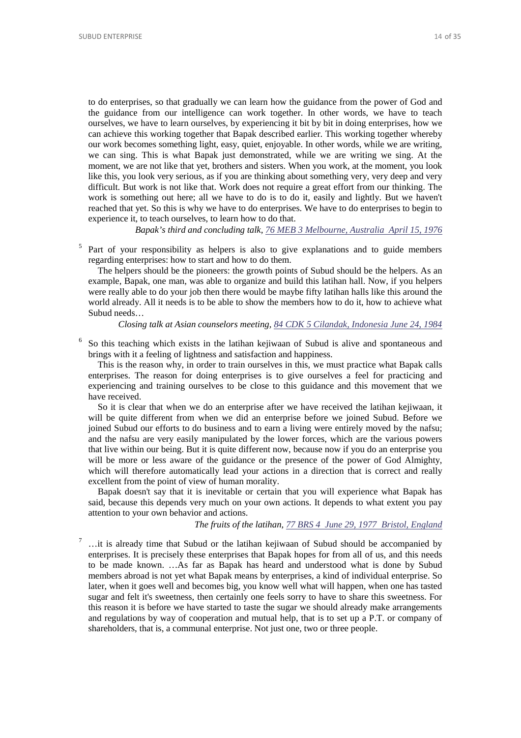to do enterprises, so that gradually we can learn how the guidance from the power of God and the guidance from our intelligence can work together. In other words, we have to teach ourselves, we have to learn ourselves, by experiencing it bit by bit in doing enterprises, how we can achieve this working together that Bapak described earlier. This working together whereby our work becomes something light, easy, quiet, enjoyable. In other words, while we are writing, we can sing. This is what Bapak just demonstrated, while we are writing we sing. At the moment, we are not like that yet, brothers and sisters. When you work, at the moment, you look like this, you look very serious, as if you are thinking about something very, very deep and very difficult. But work is not like that. Work does not require a great effort from our thinking. The work is something out here; all we have to do is to do it, easily and lightly. But we haven't reached that yet. So this is why we have to do enterprises. We have to do enterprises to begin to experience it, to teach ourselves, to learn how to do that.

*Bapak's third and concluding talk, 76 MEB 3 Melbourne, Australia April 15, 1976*

[5] Part of your responsibility as helpers is also to give explanations and to guide members regarding enterprises: how to start and how to do them.

The helpers should be the pioneers: the growth points of Subud should be the helpers. As an example, Bapak, one man, was able to organize and build this latihan hall. Now, if you helpers were really able to do your job then there would be maybe fifty latihan halls like this around the world already. All it needs is to be able to show the members how to do it, how to achieve what Subud needs…

*Closing talk at Asian counselors meeting, 84 CDK 5 Cilandak, Indonesia June 24, 1984*

[6] So this teaching which exists in the latihan kejiwaan of Subud is alive and spontaneous and brings with it a feeling of lightness and satisfaction and happiness.

This is the reason why, in order to train ourselves in this, we must practice what Bapak calls enterprises. The reason for doing enterprises is to give ourselves a feel for practicing and experiencing and training ourselves to be close to this guidance and this movement that we have received.

So it is clear that when we do an enterprise after we have received the latihan kejiwaan, it will be quite different from when we did an enterprise before we joined Subud. Before we joined Subud our efforts to do business and to earn a living were entirely moved by the nafsu; and the nafsu are very easily manipulated by the lower forces, which are the various powers that live within our being. But it is quite different now, because now if you do an enterprise you will be more or less aware of the guidance or the presence of the power of God Almighty, which will therefore automatically lead your actions in a direction that is correct and really excellent from the point of view of human morality.

Bapak doesn't say that it is inevitable or certain that you will experience what Bapak has said, because this depends very much on your own actions. It depends to what extent you pay attention to your own behavior and actions.

*The fruits of the latihan, 77 BRS 4 June 29, 1977 Bristol, England*

[7] …it is already time that Subud or the latihan kejiwaan of Subud should be accompanied by enterprises. It is precisely these enterprises that Bapak hopes for from all of us, and this needs to be made known. …As far as Bapak has heard and understood what is done by Subud members abroad is not yet what Bapak means by enterprises, a kind of individual enterprise. So later, when it goes well and becomes big, you know well what will happen, when one has tasted sugar and felt it's sweetness, then certainly one feels sorry to have to share this sweetness. For this reason it is before we have started to taste the sugar we should already make arrangements and regulations by way of cooperation and mutual help, that is to set up a P.T. or company of shareholders, that is, a communal enterprise. Not just one, two or three people.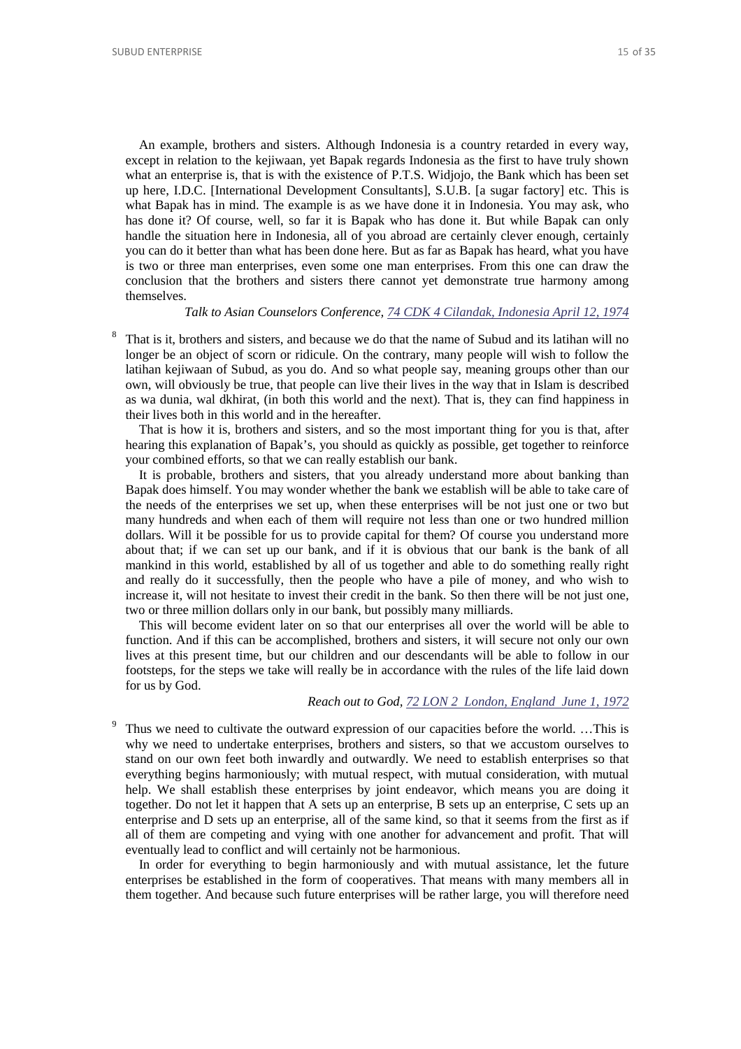An example, brothers and sisters. Although Indonesia is a country retarded in every way, except in relation to the kejiwaan, yet Bapak regards Indonesia as the first to have truly shown what an enterprise is, that is with the existence of P.T.S. Widjojo, the Bank which has been set up here, I.D.C. [International Development Consultants], S.U.B. [a sugar factory] etc. This is what Bapak has in mind. The example is as we have done it in Indonesia. You may ask, who has done it? Of course, well, so far it is Bapak who has done it. But while Bapak can only handle the situation here in Indonesia, all of you abroad are certainly clever enough, certainly you can do it better than what has been done here. But as far as Bapak has heard, what you have is two or three man enterprises, even some one man enterprises. From this one can draw the conclusion that the brothers and sisters there cannot yet demonstrate true harmony among themselves.

*Talk to Asian Counselors Conference, 74 CDK 4 Cilandak, Indonesia April 12, 1974*

[8] That is it, brothers and sisters, and because we do that the name of Subud and its latihan will no longer be an object of scorn or ridicule. On the contrary, many people will wish to follow the latihan kejiwaan of Subud, as you do. And so what people say, meaning groups other than our own, will obviously be true, that people can live their lives in the way that in Islam is described as wa dunia, wal dkhirat, (in both this world and the next). That is, they can find happiness in their lives both in this world and in the hereafter.

That is how it is, brothers and sisters, and so the most important thing for you is that, after hearing this explanation of Bapak's, you should as quickly as possible, get together to reinforce your combined efforts, so that we can really establish our bank.

It is probable, brothers and sisters, that you already understand more about banking than Bapak does himself. You may wonder whether the bank we establish will be able to take care of the needs of the enterprises we set up, when these enterprises will be not just one or two but many hundreds and when each of them will require not less than one or two hundred million dollars. Will it be possible for us to provide capital for them? Of course you understand more about that; if we can set up our bank, and if it is obvious that our bank is the bank of all mankind in this world, established by all of us together and able to do something really right and really do it successfully, then the people who have a pile of money, and who wish to increase it, will not hesitate to invest their credit in the bank. So then there will be not just one, two or three million dollars only in our bank, but possibly many milliards.

This will become evident later on so that our enterprises all over the world will be able to function. And if this can be accomplished, brothers and sisters, it will secure not only our own lives at this present time, but our children and our descendants will be able to follow in our footsteps, for the steps we take will really be in accordance with the rules of the life laid down for us by God.

*Reach out to God, 72 LON 2 London, England June 1, 1972*

[9] Thus we need to cultivate the outward expression of our capacities before the world. …This is why we need to undertake enterprises, brothers and sisters, so that we accustom ourselves to stand on our own feet both inwardly and outwardly. We need to establish enterprises so that everything begins harmoniously; with mutual respect, with mutual consideration, with mutual help. We shall establish these enterprises by joint endeavor, which means you are doing it together. Do not let it happen that A sets up an enterprise, B sets up an enterprise, C sets up an enterprise and D sets up an enterprise, all of the same kind, so that it seems from the first as if all of them are competing and vying with one another for advancement and profit. That will eventually lead to conflict and will certainly not be harmonious.

In order for everything to begin harmoniously and with mutual assistance, let the future enterprises be established in the form of cooperatives. That means with many members all in them together. And because such future enterprises will be rather large, you will therefore need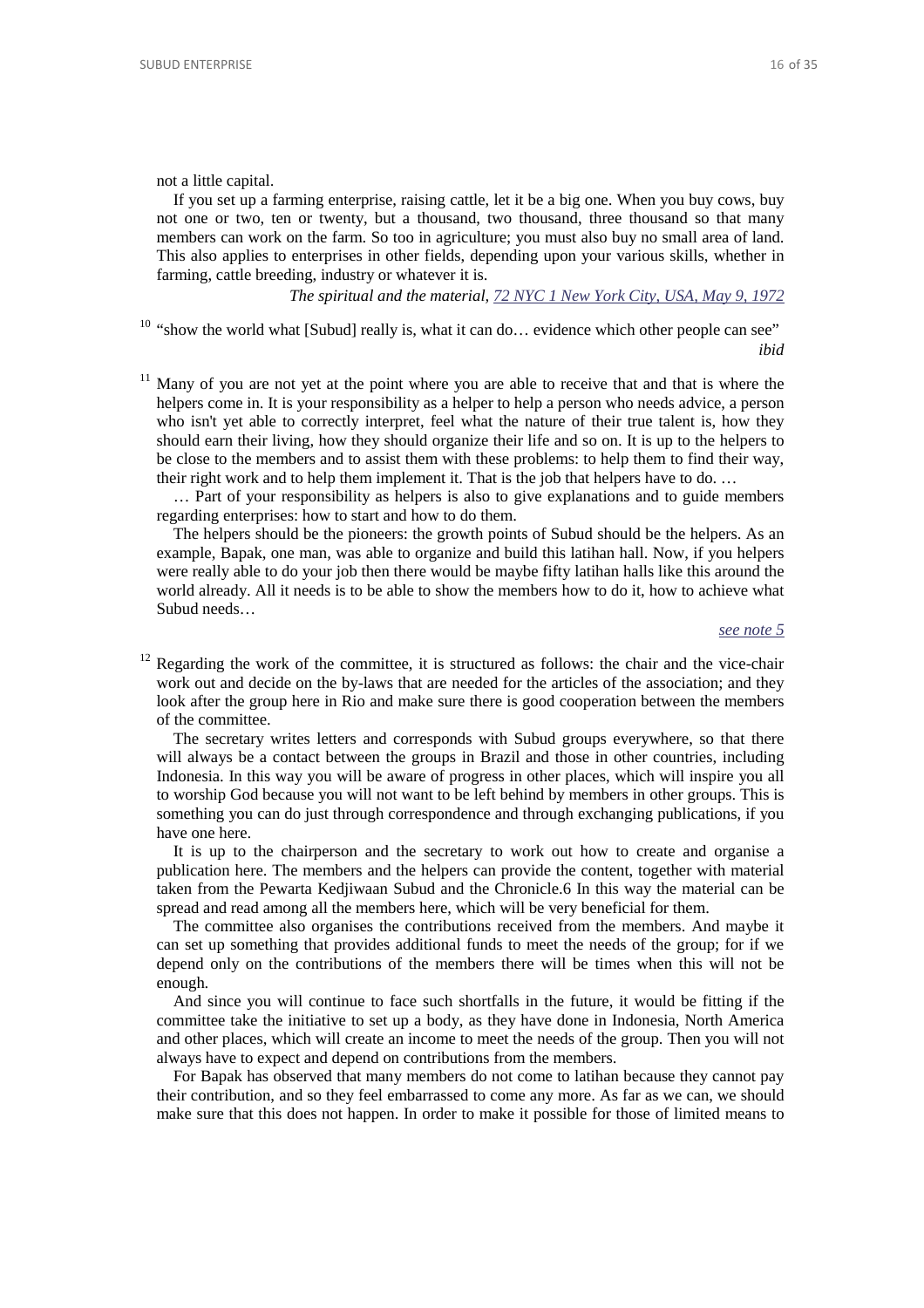not a little capital.

If you set up a farming enterprise, raising cattle, let it be a big one. When you buy cows, buy not one or two, ten or twenty, but a thousand, two thousand, three thousand so that many members can work on the farm. So too in agriculture; you must also buy no small area of land. This also applies to enterprises in other fields, depending upon your various skills, whether in farming, cattle breeding, industry or whatever it is.

*The spiritual and the material, 72 NYC 1 New York City, USA, May 9, 1972*

[10] "show the world what [Subud] really is, what it can do… evidence which other people can see"
*ibid*

[11] Many of you are not yet at the point where you are able to receive that and that is where the helpers come in. It is your responsibility as a helper to help a person who needs advice, a person who isn't yet able to correctly interpret, feel what the nature of their true talent is, how they should earn their living, how they should organize their life and so on. It is up to the helpers to be close to the members and to assist them with these problems: to help them to find their way, their right work and to help them implement it. That is the job that helpers have to do. …

… Part of your responsibility as helpers is also to give explanations and to guide members regarding enterprises: how to start and how to do them.

The helpers should be the pioneers: the growth points of Subud should be the helpers. As an example, Bapak, one man, was able to organize and build this latihan hall. Now, if you helpers were really able to do your job then there would be maybe fifty latihan halls like this around the world already. All it needs is to be able to show the members how to do it, how to achieve what Subud needs…

*see note 5*

[12] Regarding the work of the committee, it is structured as follows: the chair and the vice-chair work out and decide on the by-laws that are needed for the articles of the association; and they look after the group here in Rio and make sure there is good cooperation between the members of the committee.

The secretary writes letters and corresponds with Subud groups everywhere, so that there will always be a contact between the groups in Brazil and those in other countries, including Indonesia. In this way you will be aware of progress in other places, which will inspire you all to worship God because you will not want to be left behind by members in other groups. This is something you can do just through correspondence and through exchanging publications, if you have one here.

It is up to the chairperson and the secretary to work out how to create and organise a publication here. The members and the helpers can provide the content, together with material taken from the Pewarta Kedjiwaan Subud and the Chronicle.6 In this way the material can be spread and read among all the members here, which will be very beneficial for them.

The committee also organises the contributions received from the members. And maybe it can set up something that provides additional funds to meet the needs of the group; for if we depend only on the contributions of the members there will be times when this will not be enough.

And since you will continue to face such shortfalls in the future, it would be fitting if the committee take the initiative to set up a body, as they have done in Indonesia, North America and other places, which will create an income to meet the needs of the group. Then you will not always have to expect and depend on contributions from the members.

For Bapak has observed that many members do not come to latihan because they cannot pay their contribution, and so they feel embarrassed to come any more. As far as we can, we should make sure that this does not happen. In order to make it possible for those of limited means to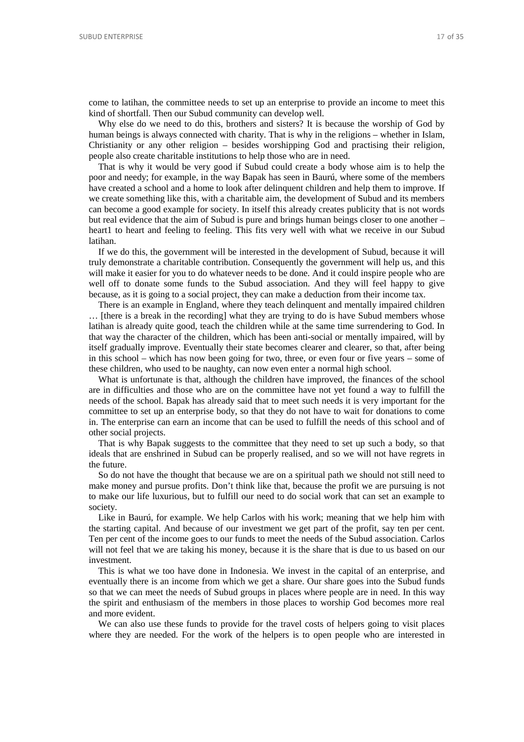come to latihan, the committee needs to set up an enterprise to provide an income to meet this kind of shortfall. Then our Subud community can develop well.

Why else do we need to do this, brothers and sisters? It is because the worship of God by human beings is always connected with charity. That is why in the religions – whether in Islam, Christianity or any other religion – besides worshipping God and practising their religion, people also create charitable institutions to help those who are in need.

That is why it would be very good if Subud could create a body whose aim is to help the poor and needy; for example, in the way Bapak has seen in Baurú, where some of the members have created a school and a home to look after delinquent children and help them to improve. If we create something like this, with a charitable aim, the development of Subud and its members can become a good example for society. In itself this already creates publicity that is not words but real evidence that the aim of Subud is pure and brings human beings closer to one another – heart1 to heart and feeling to feeling. This fits very well with what we receive in our Subud latihan.

If we do this, the government will be interested in the development of Subud, because it will truly demonstrate a charitable contribution. Consequently the government will help us, and this will make it easier for you to do whatever needs to be done. And it could inspire people who are well off to donate some funds to the Subud association. And they will feel happy to give because, as it is going to a social project, they can make a deduction from their income tax.

There is an example in England, where they teach delinquent and mentally impaired children … [there is a break in the recording] what they are trying to do is have Subud members whose latihan is already quite good, teach the children while at the same time surrendering to God. In that way the character of the children, which has been anti-social or mentally impaired, will by itself gradually improve. Eventually their state becomes clearer and clearer, so that, after being in this school – which has now been going for two, three, or even four or five years – some of these children, who used to be naughty, can now even enter a normal high school.

What is unfortunate is that, although the children have improved, the finances of the school are in difficulties and those who are on the committee have not yet found a way to fulfill the needs of the school. Bapak has already said that to meet such needs it is very important for the committee to set up an enterprise body, so that they do not have to wait for donations to come in. The enterprise can earn an income that can be used to fulfill the needs of this school and of other social projects.

That is why Bapak suggests to the committee that they need to set up such a body, so that ideals that are enshrined in Subud can be properly realised, and so we will not have regrets in the future.

So do not have the thought that because we are on a spiritual path we should not still need to make money and pursue profits. Don't think like that, because the profit we are pursuing is not to make our life luxurious, but to fulfill our need to do social work that can set an example to society.

Like in Baurú, for example. We help Carlos with his work; meaning that we help him with the starting capital. And because of our investment we get part of the profit, say ten per cent. Ten per cent of the income goes to our funds to meet the needs of the Subud association. Carlos will not feel that we are taking his money, because it is the share that is due to us based on our investment.

This is what we too have done in Indonesia. We invest in the capital of an enterprise, and eventually there is an income from which we get a share. Our share goes into the Subud funds so that we can meet the needs of Subud groups in places where people are in need. In this way the spirit and enthusiasm of the members in those places to worship God becomes more real and more evident.

We can also use these funds to provide for the travel costs of helpers going to visit places where they are needed. For the work of the helpers is to open people who are interested in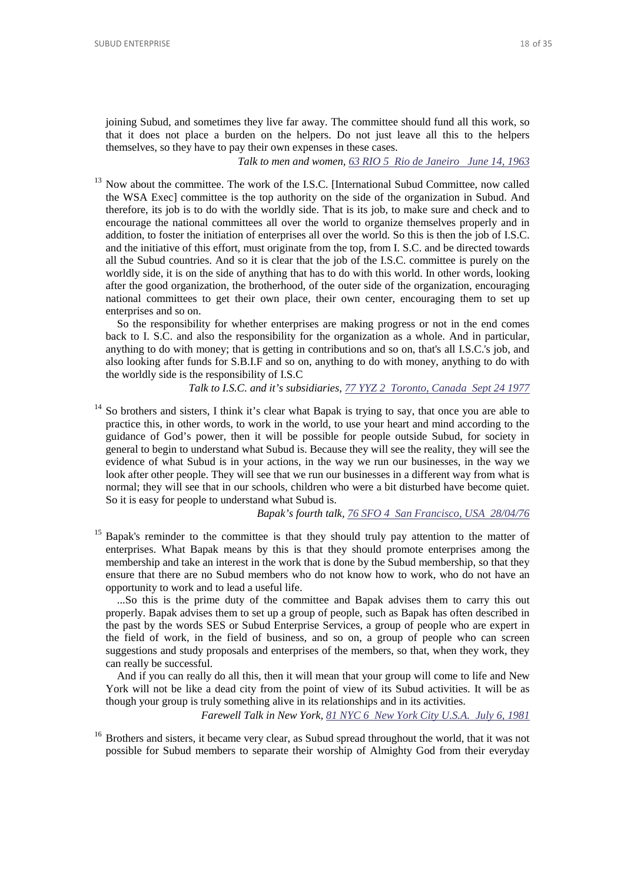joining Subud, and sometimes they live far away. The committee should fund all this work, so that it does not place a burden on the helpers. Do not just leave all this to the helpers themselves, so they have to pay their own expenses in these cases.

*Talk to men and women, [63 RIO 5 Rio de Janeiro June 14, 1963]*

[13] Now about the committee. The work of the I.S.C. [International Subud Committee, now called the WSA Exec] committee is the top authority on the side of the organization in Subud. And therefore, its job is to do with the worldly side. That is its job, to make sure and check and to encourage the national committees all over the world to organize themselves properly and in addition, to foster the initiation of enterprises all over the world. So this is then the job of I.S.C. and the initiative of this effort, must originate from the top, from I. S.C. and be directed towards all the Subud countries. And so it is clear that the job of the I.S.C. committee is purely on the worldly side, it is on the side of anything that has to do with this world. In other words, looking after the good organization, the brotherhood, of the outer side of the organization, encouraging national committees to get their own place, their own center, encouraging them to set up enterprises and so on.

So the responsibility for whether enterprises are making progress or not in the end comes back to I. S.C. and also the responsibility for the organization as a whole. And in particular, anything to do with money; that is getting in contributions and so on, that's all I.S.C.'s job, and also looking after funds for S.B.I.F and so on, anything to do with money, anything to do with the worldly side is the responsibility of I.S.C

*Talk to I.S.C. and it's subsidiaries, [77 YYZ 2 Toronto, Canada Sept 24 1977]*

[14] So brothers and sisters, I think it's clear what Bapak is trying to say, that once you are able to practice this, in other words, to work in the world, to use your heart and mind according to the guidance of God's power, then it will be possible for people outside Subud, for society in general to begin to understand what Subud is. Because they will see the reality, they will see the evidence of what Subud is in your actions, in the way we run our businesses, in the way we look after other people. They will see that we run our businesses in a different way from what is normal; they will see that in our schools, children who were a bit disturbed have become quiet. So it is easy for people to understand what Subud is.

*Bapak's fourth talk, [76 SFO 4 San Francisco, USA 28/04/76]*

[15] Bapak's reminder to the committee is that they should truly pay attention to the matter of enterprises. What Bapak means by this is that they should promote enterprises among the membership and take an interest in the work that is done by the Subud membership, so that they ensure that there are no Subud members who do not know how to work, who do not have an opportunity to work and to lead a useful life.

...So this is the prime duty of the committee and Bapak advises them to carry this out properly. Bapak advises them to set up a group of people, such as Bapak has often described in the past by the words SES or Subud Enterprise Services, a group of people who are expert in the field of work, in the field of business, and so on, a group of people who can screen suggestions and study proposals and enterprises of the members, so that, when they work, they can really be successful.

And if you can really do all this, then it will mean that your group will come to life and New York will not be like a dead city from the point of view of its Subud activities. It will be as though your group is truly something alive in its relationships and in its activities.

*Farewell Talk in New York, [81 NYC 6 New York City U.S.A. July 6, 1981]*

[16] Brothers and sisters, it became very clear, as Subud spread throughout the world, that it was not possible for Subud members to separate their worship of Almighty God from their everyday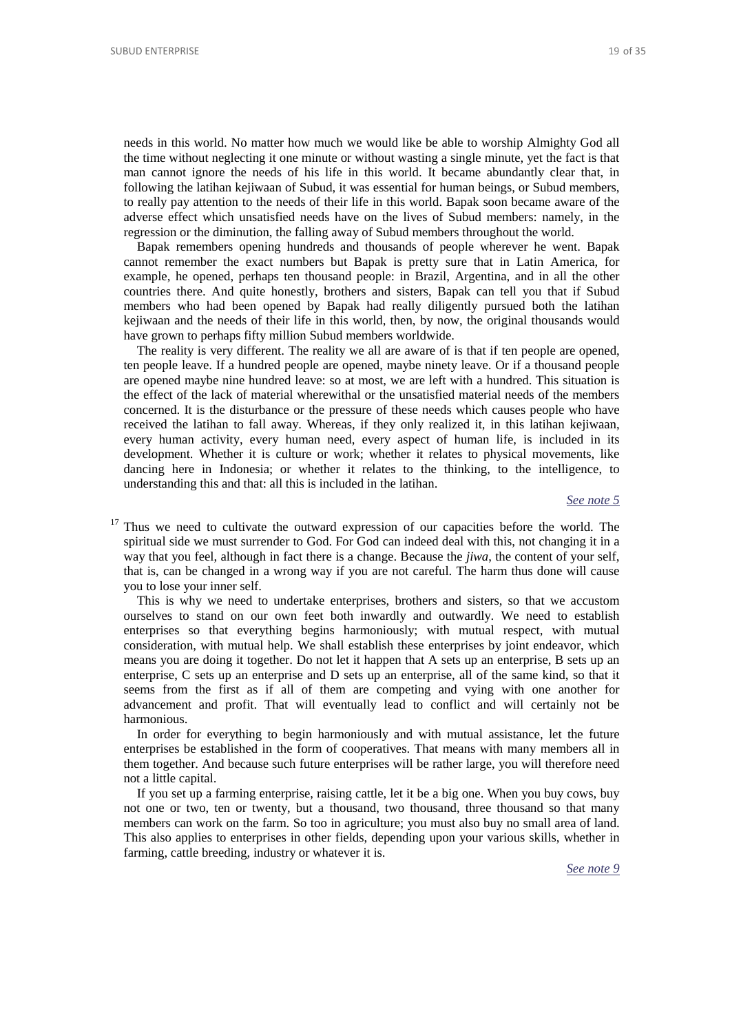needs in this world. No matter how much we would like be able to worship Almighty God all the time without neglecting it one minute or without wasting a single minute, yet the fact is that man cannot ignore the needs of his life in this world. It became abundantly clear that, in following the latihan kejiwaan of Subud, it was essential for human beings, or Subud members, to really pay attention to the needs of their life in this world. Bapak soon became aware of the adverse effect which unsatisfied needs have on the lives of Subud members: namely, in the regression or the diminution, the falling away of Subud members throughout the world.

Bapak remembers opening hundreds and thousands of people wherever he went. Bapak cannot remember the exact numbers but Bapak is pretty sure that in Latin America, for example, he opened, perhaps ten thousand people: in Brazil, Argentina, and in all the other countries there. And quite honestly, brothers and sisters, Bapak can tell you that if Subud members who had been opened by Bapak had really diligently pursued both the latihan kejiwaan and the needs of their life in this world, then, by now, the original thousands would have grown to perhaps fifty million Subud members worldwide.

The reality is very different. The reality we all are aware of is that if ten people are opened, ten people leave. If a hundred people are opened, maybe ninety leave. Or if a thousand people are opened maybe nine hundred leave: so at most, we are left with a hundred. This situation is the effect of the lack of material wherewithal or the unsatisfied material needs of the members concerned. It is the disturbance or the pressure of these needs which causes people who have received the latihan to fall away. Whereas, if they only realized it, in this latihan kejiwaan, every human activity, every human need, every aspect of human life, is included in its development. Whether it is culture or work; whether it relates to physical movements, like dancing here in Indonesia; or whether it relates to the thinking, to the intelligence, to understanding this and that: all this is included in the latihan.

*See note 5*

[17] Thus we need to cultivate the outward expression of our capacities before the world. The spiritual side we must surrender to God. For God can indeed deal with this, not changing it in a way that you feel, although in fact there is a change. Because the *jiwa*, the content of your self, that is, can be changed in a wrong way if you are not careful. The harm thus done will cause you to lose your inner self.

This is why we need to undertake enterprises, brothers and sisters, so that we accustom ourselves to stand on our own feet both inwardly and outwardly. We need to establish enterprises so that everything begins harmoniously; with mutual respect, with mutual consideration, with mutual help. We shall establish these enterprises by joint endeavor, which means you are doing it together. Do not let it happen that A sets up an enterprise, B sets up an enterprise, C sets up an enterprise and D sets up an enterprise, all of the same kind, so that it seems from the first as if all of them are competing and vying with one another for advancement and profit. That will eventually lead to conflict and will certainly not be harmonious.

In order for everything to begin harmoniously and with mutual assistance, let the future enterprises be established in the form of cooperatives. That means with many members all in them together. And because such future enterprises will be rather large, you will therefore need not a little capital.

If you set up a farming enterprise, raising cattle, let it be a big one. When you buy cows, buy not one or two, ten or twenty, but a thousand, two thousand, three thousand so that many members can work on the farm. So too in agriculture; you must also buy no small area of land. This also applies to enterprises in other fields, depending upon your various skills, whether in farming, cattle breeding, industry or whatever it is.

*See note 9*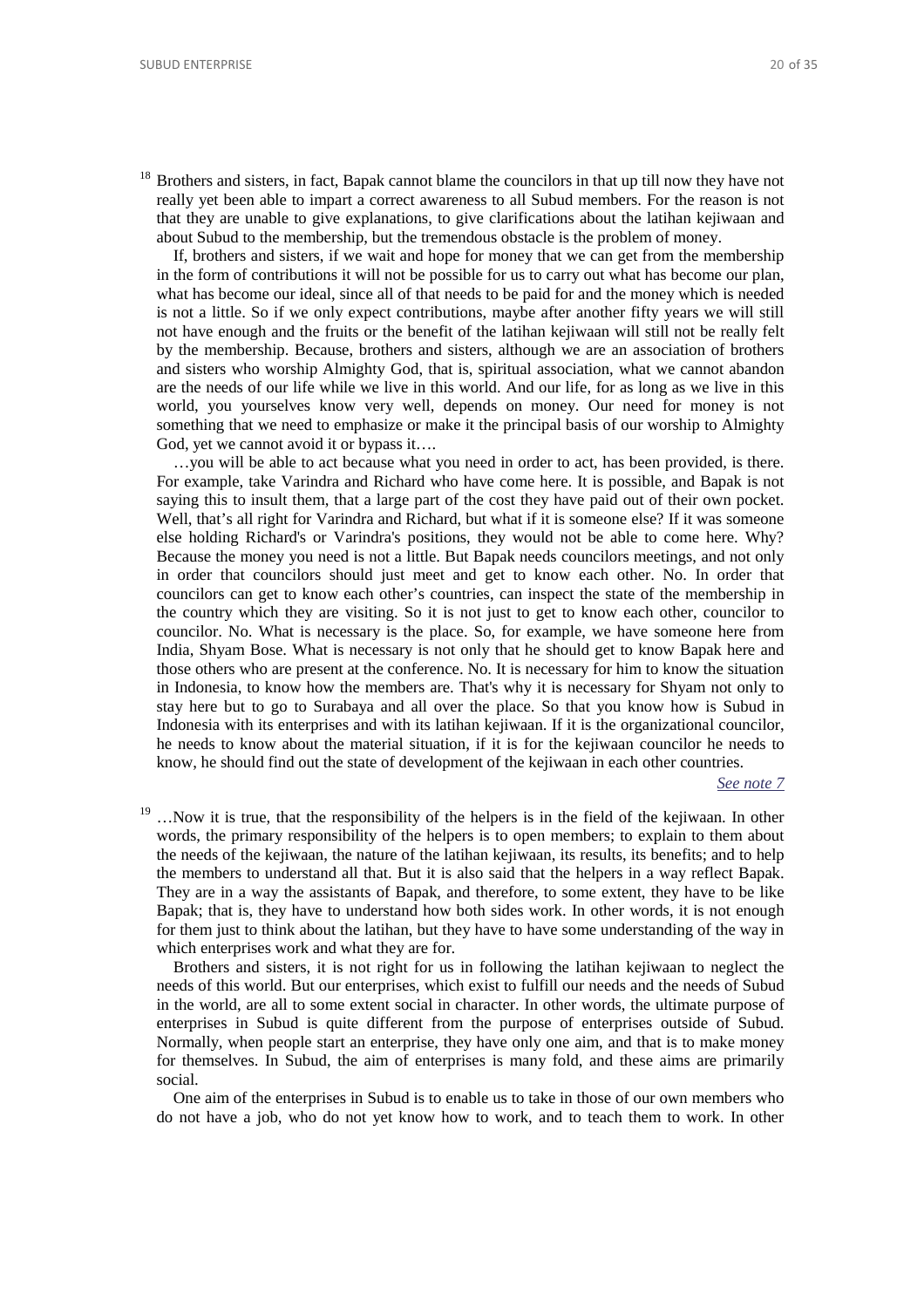[18] Brothers and sisters, in fact, Bapak cannot blame the councilors in that up till now they have not really yet been able to impart a correct awareness to all Subud members. For the reason is not that they are unable to give explanations, to give clarifications about the latihan kejiwaan and about Subud to the membership, but the tremendous obstacle is the problem of money.

If, brothers and sisters, if we wait and hope for money that we can get from the membership in the form of contributions it will not be possible for us to carry out what has become our plan, what has become our ideal, since all of that needs to be paid for and the money which is needed is not a little. So if we only expect contributions, maybe after another fifty years we will still not have enough and the fruits or the benefit of the latihan kejiwaan will still not be really felt by the membership. Because, brothers and sisters, although we are an association of brothers and sisters who worship Almighty God, that is, spiritual association, what we cannot abandon are the needs of our life while we live in this world. And our life, for as long as we live in this world, you yourselves know very well, depends on money. Our need for money is not something that we need to emphasize or make it the principal basis of our worship to Almighty God, yet we cannot avoid it or bypass it….

…you will be able to act because what you need in order to act, has been provided, is there. For example, take Varindra and Richard who have come here. It is possible, and Bapak is not saying this to insult them, that a large part of the cost they have paid out of their own pocket. Well, that's all right for Varindra and Richard, but what if it is someone else? If it was someone else holding Richard's or Varindra's positions, they would not be able to come here. Why? Because the money you need is not a little. But Bapak needs councilors meetings, and not only in order that councilors should just meet and get to know each other. No. In order that councilors can get to know each other's countries, can inspect the state of the membership in the country which they are visiting. So it is not just to get to know each other, councilor to councilor. No. What is necessary is the place. So, for example, we have someone here from India, Shyam Bose. What is necessary is not only that he should get to know Bapak here and those others who are present at the conference. No. It is necessary for him to know the situation in Indonesia, to know how the members are. That's why it is necessary for Shyam not only to stay here but to go to Surabaya and all over the place. So that you know how is Subud in Indonesia with its enterprises and with its latihan kejiwaan. If it is the organizational councilor, he needs to know about the material situation, if it is for the kejiwaan councilor he needs to know, he should find out the state of development of the kejiwaan in each other countries.

*See note 7*

[19] …Now it is true, that the responsibility of the helpers is in the field of the kejiwaan. In other words, the primary responsibility of the helpers is to open members; to explain to them about the needs of the kejiwaan, the nature of the latihan kejiwaan, its results, its benefits; and to help the members to understand all that. But it is also said that the helpers in a way reflect Bapak. They are in a way the assistants of Bapak, and therefore, to some extent, they have to be like Bapak; that is, they have to understand how both sides work. In other words, it is not enough for them just to think about the latihan, but they have to have some understanding of the way in which enterprises work and what they are for.

Brothers and sisters, it is not right for us in following the latihan kejiwaan to neglect the needs of this world. But our enterprises, which exist to fulfill our needs and the needs of Subud in the world, are all to some extent social in character. In other words, the ultimate purpose of enterprises in Subud is quite different from the purpose of enterprises outside of Subud. Normally, when people start an enterprise, they have only one aim, and that is to make money for themselves. In Subud, the aim of enterprises is many fold, and these aims are primarily social.

One aim of the enterprises in Subud is to enable us to take in those of our own members who do not have a job, who do not yet know how to work, and to teach them to work. In other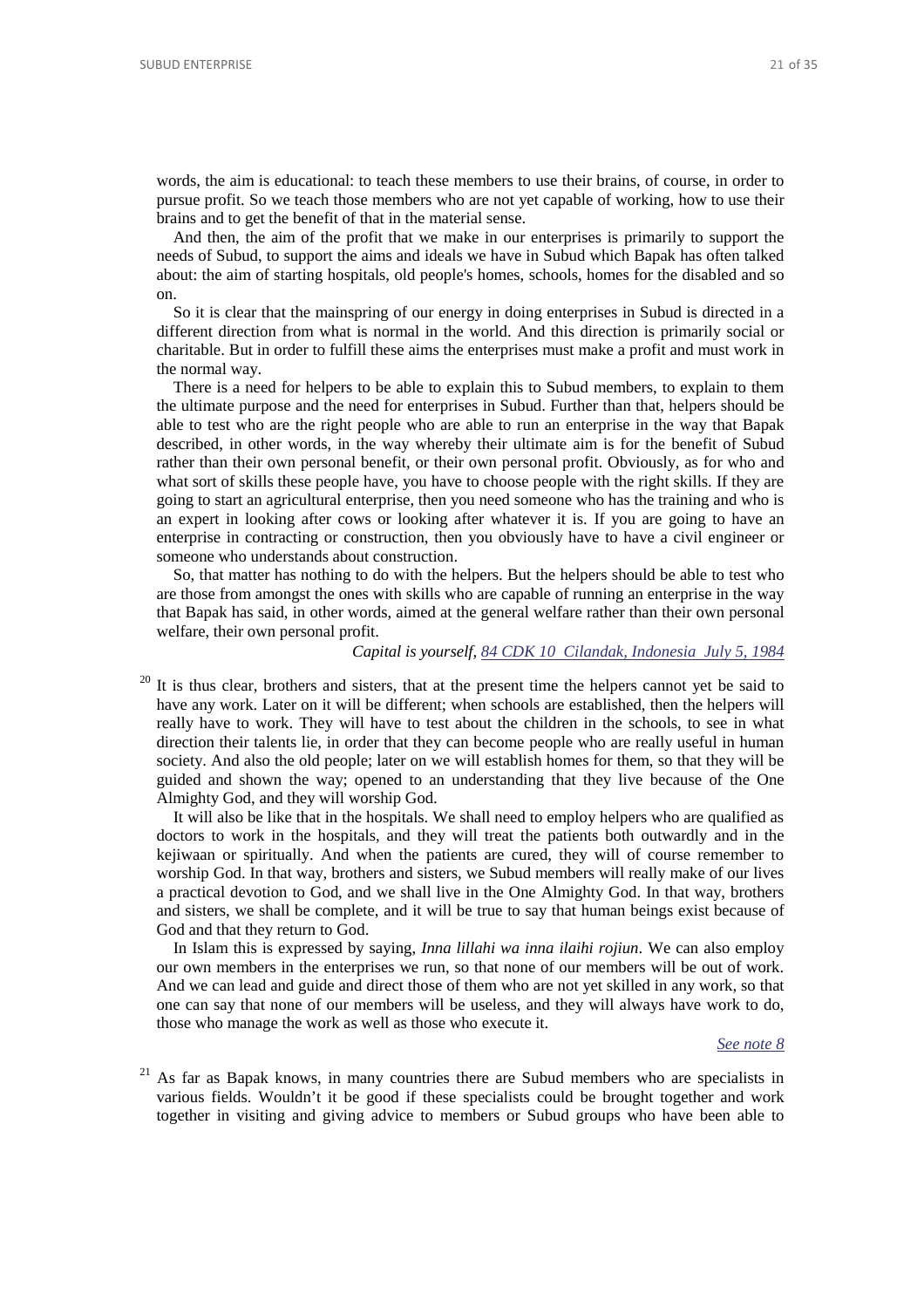words, the aim is educational: to teach these members to use their brains, of course, in order to pursue profit. So we teach those members who are not yet capable of working, how to use their brains and to get the benefit of that in the material sense.

And then, the aim of the profit that we make in our enterprises is primarily to support the needs of Subud, to support the aims and ideals we have in Subud which Bapak has often talked about: the aim of starting hospitals, old people's homes, schools, homes for the disabled and so on.

So it is clear that the mainspring of our energy in doing enterprises in Subud is directed in a different direction from what is normal in the world. And this direction is primarily social or charitable. But in order to fulfill these aims the enterprises must make a profit and must work in the normal way.

There is a need for helpers to be able to explain this to Subud members, to explain to them the ultimate purpose and the need for enterprises in Subud. Further than that, helpers should be able to test who are the right people who are able to run an enterprise in the way that Bapak described, in other words, in the way whereby their ultimate aim is for the benefit of Subud rather than their own personal benefit, or their own personal profit. Obviously, as for who and what sort of skills these people have, you have to choose people with the right skills. If they are going to start an agricultural enterprise, then you need someone who has the training and who is an expert in looking after cows or looking after whatever it is. If you are going to have an enterprise in contracting or construction, then you obviously have to have a civil engineer or someone who understands about construction.

So, that matter has nothing to do with the helpers. But the helpers should be able to test who are those from amongst the ones with skills who are capable of running an enterprise in the way that Bapak has said, in other words, aimed at the general welfare rather than their own personal welfare, their own personal profit.

*Capital is yourself,* 84 CDK 10 Cilandak, Indonesia July 5, 1984

[20] It is thus clear, brothers and sisters, that at the present time the helpers cannot yet be said to have any work. Later on it will be different; when schools are established, then the helpers will really have to work. They will have to test about the children in the schools, to see in what direction their talents lie, in order that they can become people who are really useful in human society. And also the old people; later on we will establish homes for them, so that they will be guided and shown the way; opened to an understanding that they live because of the One Almighty God, and they will worship God.

It will also be like that in the hospitals. We shall need to employ helpers who are qualified as doctors to work in the hospitals, and they will treat the patients both outwardly and in the kejiwaan or spiritually. And when the patients are cured, they will of course remember to worship God. In that way, brothers and sisters, we Subud members will really make of our lives a practical devotion to God, and we shall live in the One Almighty God. In that way, brothers and sisters, we shall be complete, and it will be true to say that human beings exist because of God and that they return to God.

In Islam this is expressed by saying, *Inna lillahi wa inna ilaihi rojiun*. We can also employ our own members in the enterprises we run, so that none of our members will be out of work. And we can lead and guide and direct those of them who are not yet skilled in any work, so that one can say that none of our members will be useless, and they will always have work to do, those who manage the work as well as those who execute it.

*See note 8*

[21] As far as Bapak knows, in many countries there are Subud members who are specialists in various fields. Wouldn't it be good if these specialists could be brought together and work together in visiting and giving advice to members or Subud groups who have been able to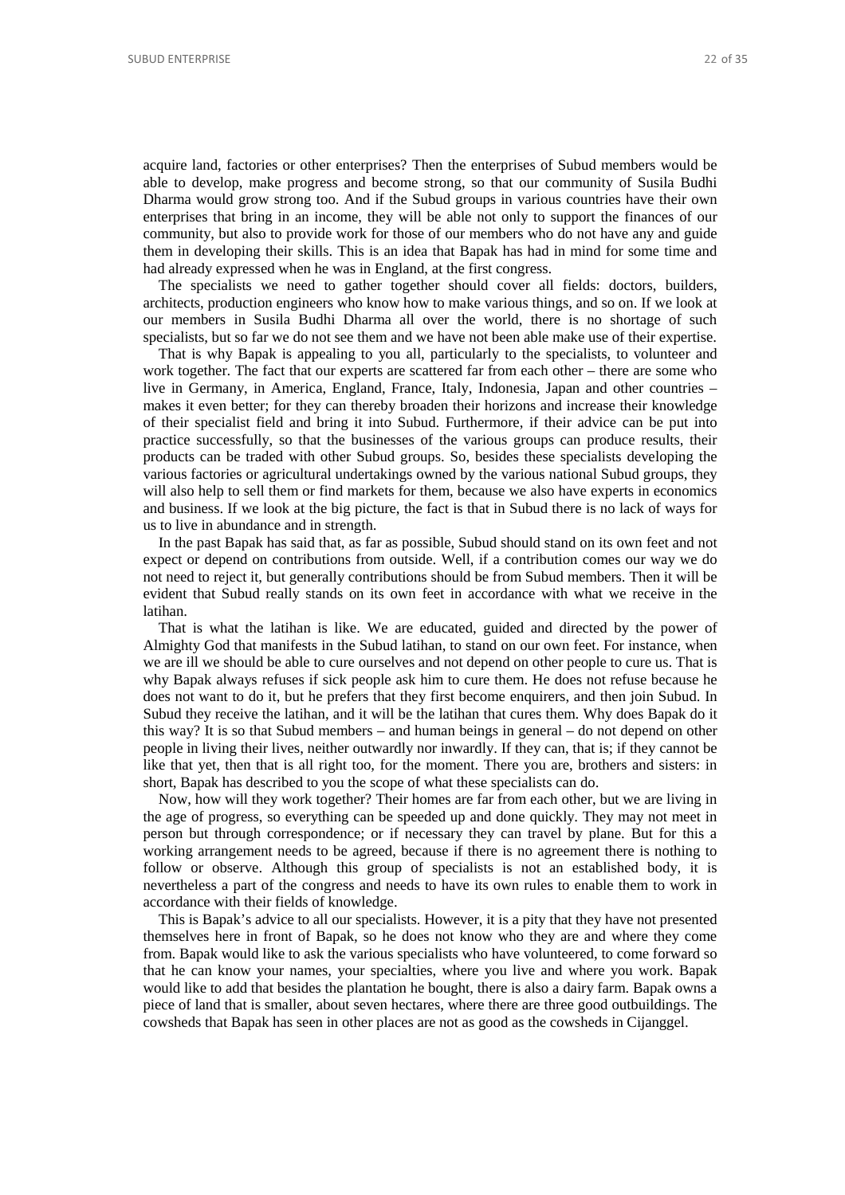acquire land, factories or other enterprises? Then the enterprises of Subud members would be able to develop, make progress and become strong, so that our community of Susila Budhi Dharma would grow strong too. And if the Subud groups in various countries have their own enterprises that bring in an income, they will be able not only to support the finances of our community, but also to provide work for those of our members who do not have any and guide them in developing their skills. This is an idea that Bapak has had in mind for some time and had already expressed when he was in England, at the first congress.

The specialists we need to gather together should cover all fields: doctors, builders, architects, production engineers who know how to make various things, and so on. If we look at our members in Susila Budhi Dharma all over the world, there is no shortage of such specialists, but so far we do not see them and we have not been able make use of their expertise.

That is why Bapak is appealing to you all, particularly to the specialists, to volunteer and work together. The fact that our experts are scattered far from each other – there are some who live in Germany, in America, England, France, Italy, Indonesia, Japan and other countries – makes it even better; for they can thereby broaden their horizons and increase their knowledge of their specialist field and bring it into Subud. Furthermore, if their advice can be put into practice successfully, so that the businesses of the various groups can produce results, their products can be traded with other Subud groups. So, besides these specialists developing the various factories or agricultural undertakings owned by the various national Subud groups, they will also help to sell them or find markets for them, because we also have experts in economics and business. If we look at the big picture, the fact is that in Subud there is no lack of ways for us to live in abundance and in strength.

In the past Bapak has said that, as far as possible, Subud should stand on its own feet and not expect or depend on contributions from outside. Well, if a contribution comes our way we do not need to reject it, but generally contributions should be from Subud members. Then it will be evident that Subud really stands on its own feet in accordance with what we receive in the latihan.

That is what the latihan is like. We are educated, guided and directed by the power of Almighty God that manifests in the Subud latihan, to stand on our own feet. For instance, when we are ill we should be able to cure ourselves and not depend on other people to cure us. That is why Bapak always refuses if sick people ask him to cure them. He does not refuse because he does not want to do it, but he prefers that they first become enquirers, and then join Subud. In Subud they receive the latihan, and it will be the latihan that cures them. Why does Bapak do it this way? It is so that Subud members – and human beings in general – do not depend on other people in living their lives, neither outwardly nor inwardly. If they can, that is; if they cannot be like that yet, then that is all right too, for the moment. There you are, brothers and sisters: in short, Bapak has described to you the scope of what these specialists can do.

Now, how will they work together? Their homes are far from each other, but we are living in the age of progress, so everything can be speeded up and done quickly. They may not meet in person but through correspondence; or if necessary they can travel by plane. But for this a working arrangement needs to be agreed, because if there is no agreement there is nothing to follow or observe. Although this group of specialists is not an established body, it is nevertheless a part of the congress and needs to have its own rules to enable them to work in accordance with their fields of knowledge.

This is Bapak's advice to all our specialists. However, it is a pity that they have not presented themselves here in front of Bapak, so he does not know who they are and where they come from. Bapak would like to ask the various specialists who have volunteered, to come forward so that he can know your names, your specialties, where you live and where you work. Bapak would like to add that besides the plantation he bought, there is also a dairy farm. Bapak owns a piece of land that is smaller, about seven hectares, where there are three good outbuildings. The cowsheds that Bapak has seen in other places are not as good as the cowsheds in Cijanggel.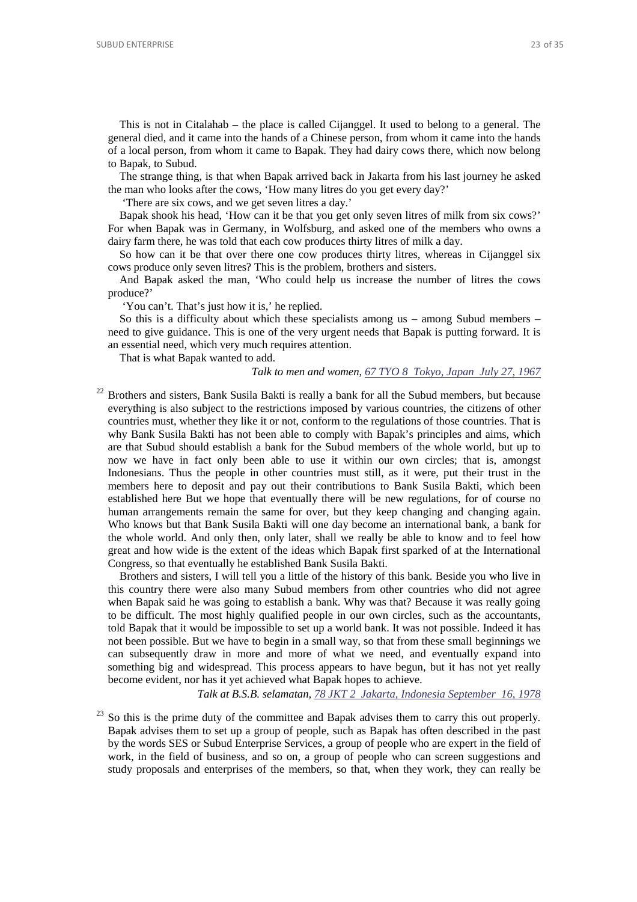This is not in Citalahab – the place is called Cijanggel. It used to belong to a general. The general died, and it came into the hands of a Chinese person, from whom it came into the hands of a local person, from whom it came to Bapak. They had dairy cows there, which now belong to Bapak, to Subud.

The strange thing, is that when Bapak arrived back in Jakarta from his last journey he asked the man who looks after the cows, 'How many litres do you get every day?'

'There are six cows, and we get seven litres a day.'

Bapak shook his head, 'How can it be that you get only seven litres of milk from six cows?' For when Bapak was in Germany, in Wolfsburg, and asked one of the members who owns a dairy farm there, he was told that each cow produces thirty litres of milk a day.

So how can it be that over there one cow produces thirty litres, whereas in Cijanggel six cows produce only seven litres? This is the problem, brothers and sisters.

And Bapak asked the man, 'Who could help us increase the number of litres the cows produce?'

'You can't. That's just how it is,' he replied.

So this is a difficulty about which these specialists among us – among Subud members – need to give guidance. This is one of the very urgent needs that Bapak is putting forward. It is an essential need, which very much requires attention.

That is what Bapak wanted to add.

*Talk to men and women, 67 TYO 8 Tokyo, Japan July 27, 1967*

[22] Brothers and sisters, Bank Susila Bakti is really a bank for all the Subud members, but because everything is also subject to the restrictions imposed by various countries, the citizens of other countries must, whether they like it or not, conform to the regulations of those countries. That is why Bank Susila Bakti has not been able to comply with Bapak's principles and aims, which are that Subud should establish a bank for the Subud members of the whole world, but up to now we have in fact only been able to use it within our own circles; that is, amongst Indonesians. Thus the people in other countries must still, as it were, put their trust in the members here to deposit and pay out their contributions to Bank Susila Bakti, which been established here But we hope that eventually there will be new regulations, for of course no human arrangements remain the same for over, but they keep changing and changing again. Who knows but that Bank Susila Bakti will one day become an international bank, a bank for the whole world. And only then, only later, shall we really be able to know and to feel how great and how wide is the extent of the ideas which Bapak first sparked of at the International Congress, so that eventually he established Bank Susila Bakti.

Brothers and sisters, I will tell you a little of the history of this bank. Beside you who live in this country there were also many Subud members from other countries who did not agree when Bapak said he was going to establish a bank. Why was that? Because it was really going to be difficult. The most highly qualified people in our own circles, such as the accountants, told Bapak that it would be impossible to set up a world bank. It was not possible. Indeed it has not been possible. But we have to begin in a small way, so that from these small beginnings we can subsequently draw in more and more of what we need, and eventually expand into something big and widespread. This process appears to have begun, but it has not yet really become evident, nor has it yet achieved what Bapak hopes to achieve.

*Talk at B.S.B. selamatan, 78 JKT 2 Jakarta, Indonesia September 16, 1978*

[23] So this is the prime duty of the committee and Bapak advises them to carry this out properly. Bapak advises them to set up a group of people, such as Bapak has often described in the past by the words SES or Subud Enterprise Services, a group of people who are expert in the field of work, in the field of business, and so on, a group of people who can screen suggestions and study proposals and enterprises of the members, so that, when they work, they can really be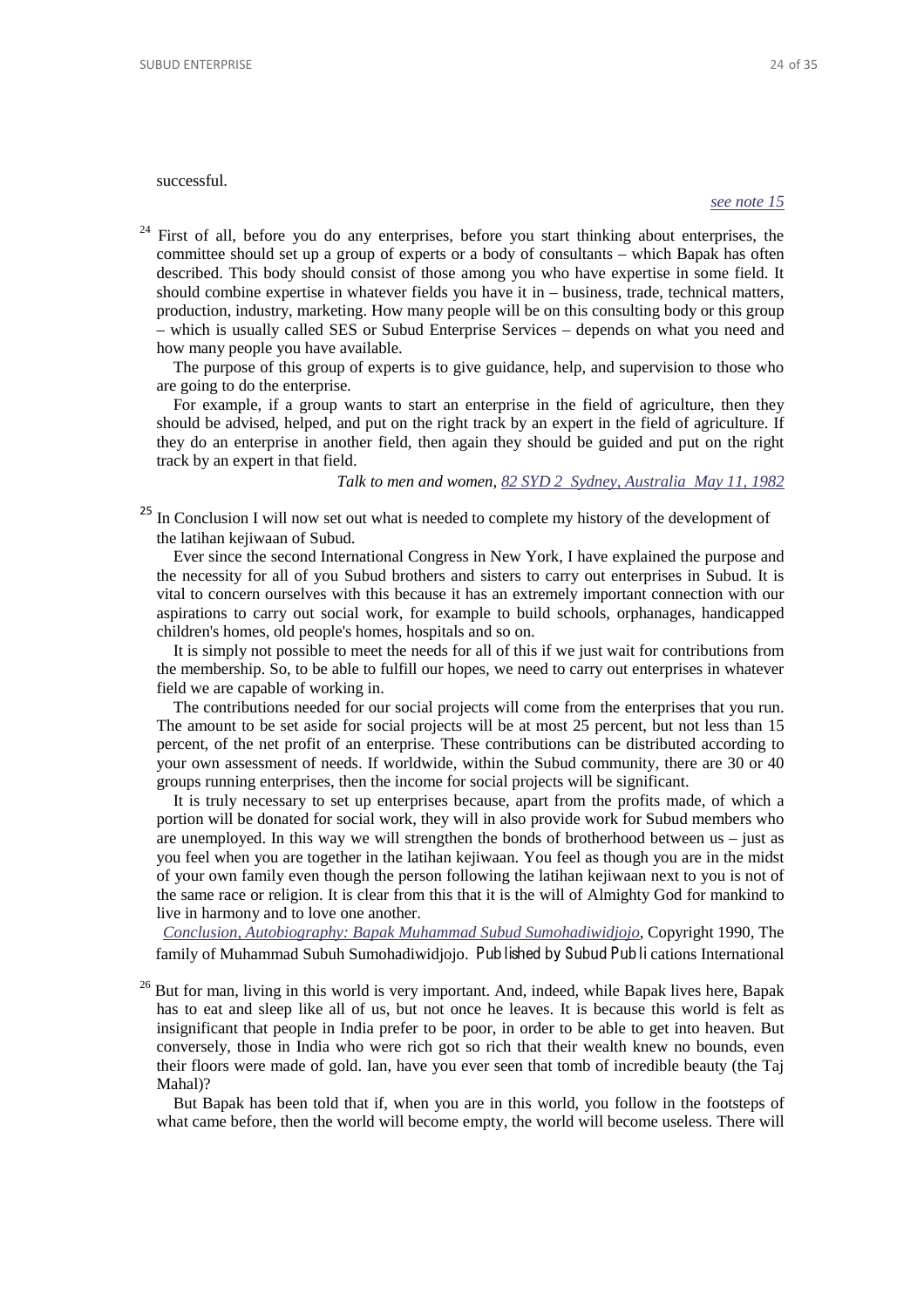successful.

*see note 15*

[24] First of all, before you do any enterprises, before you start thinking about enterprises, the committee should set up a group of experts or a body of consultants – which Bapak has often described. This body should consist of those among you who have expertise in some field. It should combine expertise in whatever fields you have it in – business, trade, technical matters, production, industry, marketing. How many people will be on this consulting body or this group – which is usually called SES or Subud Enterprise Services – depends on what you need and how many people you have available.

The purpose of this group of experts is to give guidance, help, and supervision to those who are going to do the enterprise.

For example, if a group wants to start an enterprise in the field of agriculture, then they should be advised, helped, and put on the right track by an expert in the field of agriculture. If they do an enterprise in another field, then again they should be guided and put on the right track by an expert in that field.

*Talk to men and women, 82 SYD 2 Sydney, Australia May 11, 1982*

[25] In Conclusion I will now set out what is needed to complete my history of the development of the latihan kejiwaan of Subud.

Ever since the second International Congress in New York, I have explained the purpose and the necessity for all of you Subud brothers and sisters to carry out enterprises in Subud. It is vital to concern ourselves with this because it has an extremely important connection with our aspirations to carry out social work, for example to build schools, orphanages, handicapped children's homes, old people's homes, hospitals and so on.

It is simply not possible to meet the needs for all of this if we just wait for contributions from the membership. So, to be able to fulfill our hopes, we need to carry out enterprises in whatever field we are capable of working in.

The contributions needed for our social projects will come from the enterprises that you run. The amount to be set aside for social projects will be at most 25 percent, but not less than 15 percent, of the net profit of an enterprise. These contributions can be distributed according to your own assessment of needs. If worldwide, within the Subud community, there are 30 or 40 groups running enterprises, then the income for social projects will be significant.

It is truly necessary to set up enterprises because, apart from the profits made, of which a portion will be donated for social work, they will in also provide work for Subud members who are unemployed. In this way we will strengthen the bonds of brotherhood between us – just as you feel when you are together in the latihan kejiwaan. You feel as though you are in the midst of your own family even though the person following the latihan kejiwaan next to you is not of the same race or religion. It is clear from this that it is the will of Almighty God for mankind to live in harmony and to love one another.

*Conclusion, Autobiography: Bapak Muhammad Subud Sumohadiwidjojo*, Copyright 1990, The family of Muhammad Subuh Sumohadiwidjojo. Published by Subud Publications International

[26] But for man, living in this world is very important. And, indeed, while Bapak lives here, Bapak has to eat and sleep like all of us, but not once he leaves. It is because this world is felt as insignificant that people in India prefer to be poor, in order to be able to get into heaven. But conversely, those in India who were rich got so rich that their wealth knew no bounds, even their floors were made of gold. Ian, have you ever seen that tomb of incredible beauty (the Taj Mahal)?

But Bapak has been told that if, when you are in this world, you follow in the footsteps of what came before, then the world will become empty, the world will become useless. There will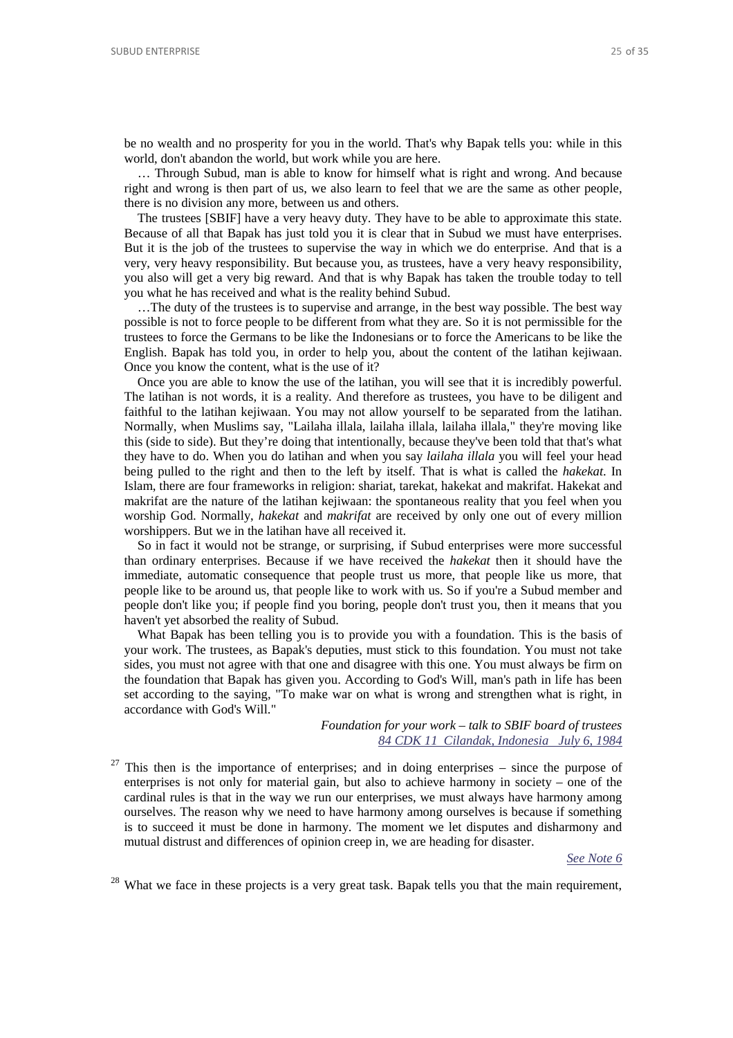be no wealth and no prosperity for you in the world. That's why Bapak tells you: while in this world, don't abandon the world, but work while you are here.

… Through Subud, man is able to know for himself what is right and wrong. And because right and wrong is then part of us, we also learn to feel that we are the same as other people, there is no division any more, between us and others.

The trustees [SBIF] have a very heavy duty. They have to be able to approximate this state. Because of all that Bapak has just told you it is clear that in Subud we must have enterprises. But it is the job of the trustees to supervise the way in which we do enterprise. And that is a very, very heavy responsibility. But because you, as trustees, have a very heavy responsibility, you also will get a very big reward. And that is why Bapak has taken the trouble today to tell you what he has received and what is the reality behind Subud.

…The duty of the trustees is to supervise and arrange, in the best way possible. The best way possible is not to force people to be different from what they are. So it is not permissible for the trustees to force the Germans to be like the Indonesians or to force the Americans to be like the English. Bapak has told you, in order to help you, about the content of the latihan kejiwaan. Once you know the content, what is the use of it?

Once you are able to know the use of the latihan, you will see that it is incredibly powerful. The latihan is not words, it is a reality. And therefore as trustees, you have to be diligent and faithful to the latihan kejiwaan. You may not allow yourself to be separated from the latihan. Normally, when Muslims say, "Lailaha illala, lailaha illala, lailaha illala," they're moving like this (side to side). But they're doing that intentionally, because they've been told that that's what they have to do. When you do latihan and when you say *lailaha illala* you will feel your head being pulled to the right and then to the left by itself. That is what is called the *hakekat*. In Islam, there are four frameworks in religion: shariat, tarekat, hakekat and makrifat. Hakekat and makrifat are the nature of the latihan kejiwaan: the spontaneous reality that you feel when you worship God. Normally, *hakekat* and *makrifat* are received by only one out of every million worshippers. But we in the latihan have all received it.

So in fact it would not be strange, or surprising, if Subud enterprises were more successful than ordinary enterprises. Because if we have received the *hakekat* then it should have the immediate, automatic consequence that people trust us more, that people like us more, that people like to be around us, that people like to work with us. So if you're a Subud member and people don't like you; if people find you boring, people don't trust you, then it means that you haven't yet absorbed the reality of Subud.

What Bapak has been telling you is to provide you with a foundation. This is the basis of your work. The trustees, as Bapak's deputies, must stick to this foundation. You must not take sides, you must not agree with that one and disagree with this one. You must always be firm on the foundation that Bapak has given you. According to God's Will, man's path in life has been set according to the saying, "To make war on what is wrong and strengthen what is right, in accordance with God's Will."

*Foundation for your work – talk to SBIF board of trustees*
*84 CDK 11 Cilandak, Indonesia July 6, 1984*

[27] This then is the importance of enterprises; and in doing enterprises – since the purpose of enterprises is not only for material gain, but also to achieve harmony in society – one of the cardinal rules is that in the way we run our enterprises, we must always have harmony among ourselves. The reason why we need to have harmony among ourselves is because if something is to succeed it must be done in harmony. The moment we let disputes and disharmony and mutual distrust and differences of opinion creep in, we are heading for disaster.

*See Note 6*

[28] What we face in these projects is a very great task. Bapak tells you that the main requirement,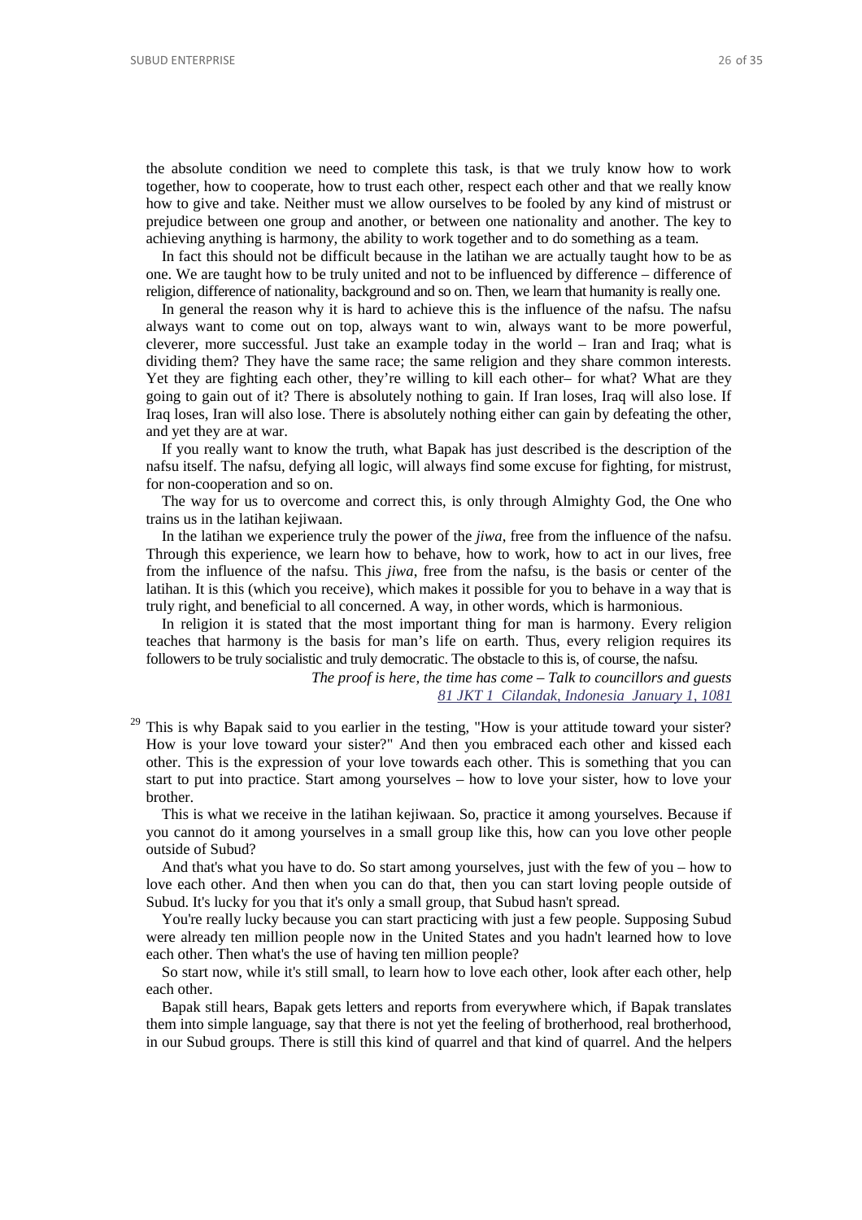the absolute condition we need to complete this task, is that we truly know how to work together, how to cooperate, how to trust each other, respect each other and that we really know how to give and take. Neither must we allow ourselves to be fooled by any kind of mistrust or prejudice between one group and another, or between one nationality and another. The key to achieving anything is harmony, the ability to work together and to do something as a team.

In fact this should not be difficult because in the latihan we are actually taught how to be as one. We are taught how to be truly united and not to be influenced by difference – difference of religion, difference of nationality, background and so on. Then, we learn that humanity is really one.

In general the reason why it is hard to achieve this is the influence of the nafsu. The nafsu always want to come out on top, always want to win, always want to be more powerful, cleverer, more successful. Just take an example today in the world – Iran and Iraq; what is dividing them? They have the same race; the same religion and they share common interests. Yet they are fighting each other, they're willing to kill each other– for what? What are they going to gain out of it? There is absolutely nothing to gain. If Iran loses, Iraq will also lose. If Iraq loses, Iran will also lose. There is absolutely nothing either can gain by defeating the other, and yet they are at war.

If you really want to know the truth, what Bapak has just described is the description of the nafsu itself. The nafsu, defying all logic, will always find some excuse for fighting, for mistrust, for non-cooperation and so on.

The way for us to overcome and correct this, is only through Almighty God, the One who trains us in the latihan kejiwaan.

In the latihan we experience truly the power of the *jiwa*, free from the influence of the nafsu. Through this experience, we learn how to behave, how to work, how to act in our lives, free from the influence of the nafsu. This *jiwa*, free from the nafsu, is the basis or center of the latihan. It is this (which you receive), which makes it possible for you to behave in a way that is truly right, and beneficial to all concerned. A way, in other words, which is harmonious.

In religion it is stated that the most important thing for man is harmony. Every religion teaches that harmony is the basis for man's life on earth. Thus, every religion requires its followers to be truly socialistic and truly democratic. The obstacle to this is, of course, the nafsu.

*The proof is here, the time has come – Talk to councillors and guests*
81 JKT 1 Cilandak, Indonesia January 1, 1081

[29] This is why Bapak said to you earlier in the testing, "How is your attitude toward your sister? How is your love toward your sister?" And then you embraced each other and kissed each other. This is the expression of your love towards each other. This is something that you can start to put into practice. Start among yourselves – how to love your sister, how to love your brother.

This is what we receive in the latihan kejiwaan. So, practice it among yourselves. Because if you cannot do it among yourselves in a small group like this, how can you love other people outside of Subud?

And that's what you have to do. So start among yourselves, just with the few of you – how to love each other. And then when you can do that, then you can start loving people outside of Subud. It's lucky for you that it's only a small group, that Subud hasn't spread.

You're really lucky because you can start practicing with just a few people. Supposing Subud were already ten million people now in the United States and you hadn't learned how to love each other. Then what's the use of having ten million people?

So start now, while it's still small, to learn how to love each other, look after each other, help each other.

Bapak still hears, Bapak gets letters and reports from everywhere which, if Bapak translates them into simple language, say that there is not yet the feeling of brotherhood, real brotherhood, in our Subud groups. There is still this kind of quarrel and that kind of quarrel. And the helpers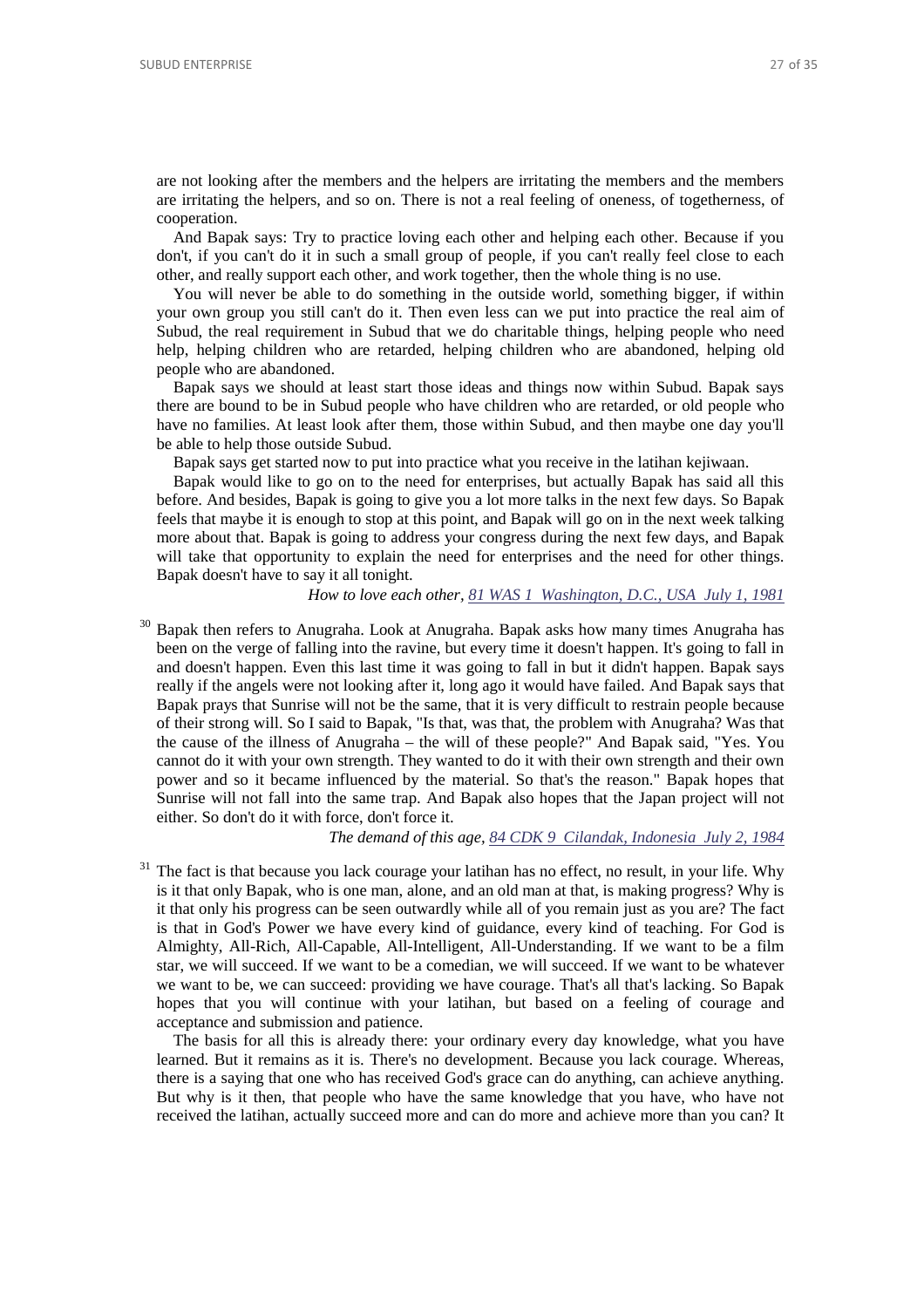are not looking after the members and the helpers are irritating the members and the members are irritating the helpers, and so on. There is not a real feeling of oneness, of togetherness, of cooperation.

And Bapak says: Try to practice loving each other and helping each other. Because if you don't, if you can't do it in such a small group of people, if you can't really feel close to each other, and really support each other, and work together, then the whole thing is no use.

You will never be able to do something in the outside world, something bigger, if within your own group you still can't do it. Then even less can we put into practice the real aim of Subud, the real requirement in Subud that we do charitable things, helping people who need help, helping children who are retarded, helping children who are abandoned, helping old people who are abandoned.

Bapak says we should at least start those ideas and things now within Subud. Bapak says there are bound to be in Subud people who have children who are retarded, or old people who have no families. At least look after them, those within Subud, and then maybe one day you'll be able to help those outside Subud.

Bapak says get started now to put into practice what you receive in the latihan kejiwaan.

Bapak would like to go on to the need for enterprises, but actually Bapak has said all this before. And besides, Bapak is going to give you a lot more talks in the next few days. So Bapak feels that maybe it is enough to stop at this point, and Bapak will go on in the next week talking more about that. Bapak is going to address your congress during the next few days, and Bapak will take that opportunity to explain the need for enterprises and the need for other things. Bapak doesn't have to say it all tonight.

*How to love each other*, 81 WAS 1 Washington, D.C., USA July 1, 1981

[30] Bapak then refers to Anugraha. Look at Anugraha. Bapak asks how many times Anugraha has been on the verge of falling into the ravine, but every time it doesn't happen. It's going to fall in and doesn't happen. Even this last time it was going to fall in but it didn't happen. Bapak says really if the angels were not looking after it, long ago it would have failed. And Bapak says that Bapak prays that Sunrise will not be the same, that it is very difficult to restrain people because of their strong will. So I said to Bapak, "Is that, was that, the problem with Anugraha? Was that the cause of the illness of Anugraha – the will of these people?" And Bapak said, "Yes. You cannot do it with your own strength. They wanted to do it with their own strength and their own power and so it became influenced by the material. So that's the reason." Bapak hopes that Sunrise will not fall into the same trap. And Bapak also hopes that the Japan project will not either. So don't do it with force, don't force it.

*The demand of this age*, 84 CDK 9 Cilandak, Indonesia July 2, 1984

[31] The fact is that because you lack courage your latihan has no effect, no result, in your life. Why is it that only Bapak, who is one man, alone, and an old man at that, is making progress? Why is it that only his progress can be seen outwardly while all of you remain just as you are? The fact is that in God's Power we have every kind of guidance, every kind of teaching. For God is Almighty, All-Rich, All-Capable, All-Intelligent, All-Understanding. If we want to be a film star, we will succeed. If we want to be a comedian, we will succeed. If we want to be whatever we want to be, we can succeed: providing we have courage. That's all that's lacking. So Bapak hopes that you will continue with your latihan, but based on a feeling of courage and acceptance and submission and patience.

The basis for all this is already there: your ordinary every day knowledge, what you have learned. But it remains as it is. There's no development. Because you lack courage. Whereas, there is a saying that one who has received God's grace can do anything, can achieve anything. But why is it then, that people who have the same knowledge that you have, who have not received the latihan, actually succeed more and can do more and achieve more than you can? It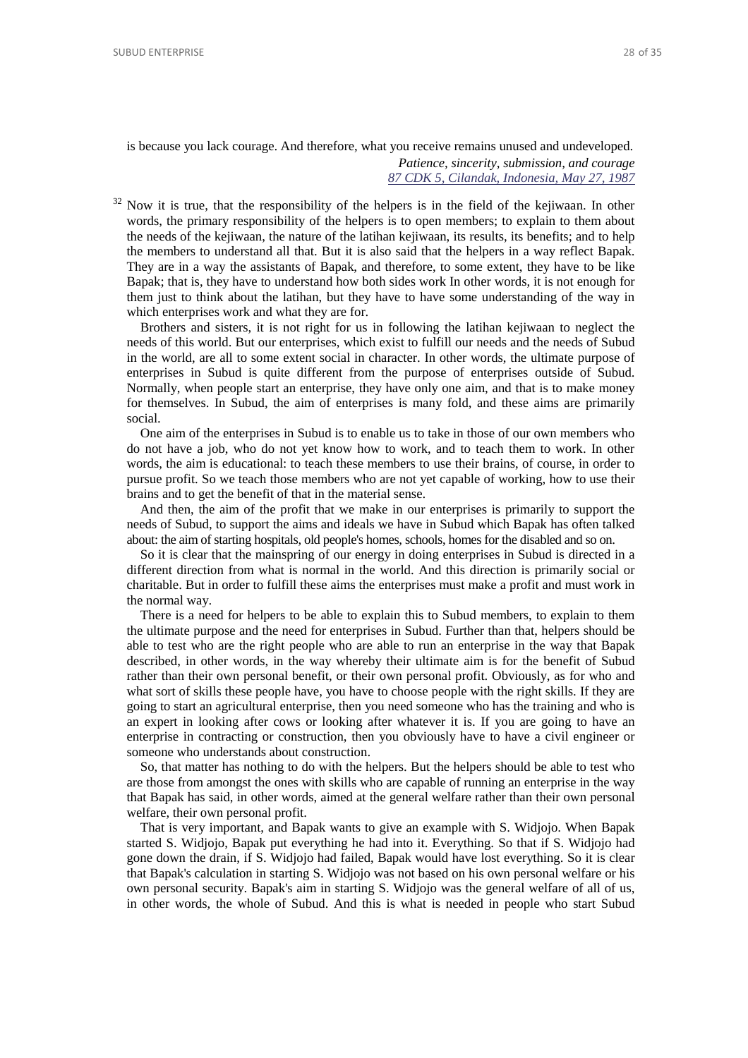is because you lack courage. And therefore, what you receive remains unused and undeveloped.

*Patience, sincerity, submission, and courage*
*87 CDK 5, Cilandak, Indonesia, May 27, 1987*

[32] Now it is true, that the responsibility of the helpers is in the field of the kejiwaan. In other words, the primary responsibility of the helpers is to open members; to explain to them about the needs of the kejiwaan, the nature of the latihan kejiwaan, its results, its benefits; and to help the members to understand all that. But it is also said that the helpers in a way reflect Bapak. They are in a way the assistants of Bapak, and therefore, to some extent, they have to be like Bapak; that is, they have to understand how both sides work In other words, it is not enough for them just to think about the latihan, but they have to have some understanding of the way in which enterprises work and what they are for.

Brothers and sisters, it is not right for us in following the latihan kejiwaan to neglect the needs of this world. But our enterprises, which exist to fulfill our needs and the needs of Subud in the world, are all to some extent social in character. In other words, the ultimate purpose of enterprises in Subud is quite different from the purpose of enterprises outside of Subud. Normally, when people start an enterprise, they have only one aim, and that is to make money for themselves. In Subud, the aim of enterprises is many fold, and these aims are primarily social.

One aim of the enterprises in Subud is to enable us to take in those of our own members who do not have a job, who do not yet know how to work, and to teach them to work. In other words, the aim is educational: to teach these members to use their brains, of course, in order to pursue profit. So we teach those members who are not yet capable of working, how to use their brains and to get the benefit of that in the material sense.

And then, the aim of the profit that we make in our enterprises is primarily to support the needs of Subud, to support the aims and ideals we have in Subud which Bapak has often talked about: the aim of starting hospitals, old people's homes, schools, homes for the disabled and so on.

So it is clear that the mainspring of our energy in doing enterprises in Subud is directed in a different direction from what is normal in the world. And this direction is primarily social or charitable. But in order to fulfill these aims the enterprises must make a profit and must work in the normal way.

There is a need for helpers to be able to explain this to Subud members, to explain to them the ultimate purpose and the need for enterprises in Subud. Further than that, helpers should be able to test who are the right people who are able to run an enterprise in the way that Bapak described, in other words, in the way whereby their ultimate aim is for the benefit of Subud rather than their own personal benefit, or their own personal profit. Obviously, as for who and what sort of skills these people have, you have to choose people with the right skills. If they are going to start an agricultural enterprise, then you need someone who has the training and who is an expert in looking after cows or looking after whatever it is. If you are going to have an enterprise in contracting or construction, then you obviously have to have a civil engineer or someone who understands about construction.

So, that matter has nothing to do with the helpers. But the helpers should be able to test who are those from amongst the ones with skills who are capable of running an enterprise in the way that Bapak has said, in other words, aimed at the general welfare rather than their own personal welfare, their own personal profit.

That is very important, and Bapak wants to give an example with S. Widjojo. When Bapak started S. Widjojo, Bapak put everything he had into it. Everything. So that if S. Widjojo had gone down the drain, if S. Widjojo had failed, Bapak would have lost everything. So it is clear that Bapak's calculation in starting S. Widjojo was not based on his own personal welfare or his own personal security. Bapak's aim in starting S. Widjojo was the general welfare of all of us, in other words, the whole of Subud. And this is what is needed in people who start Subud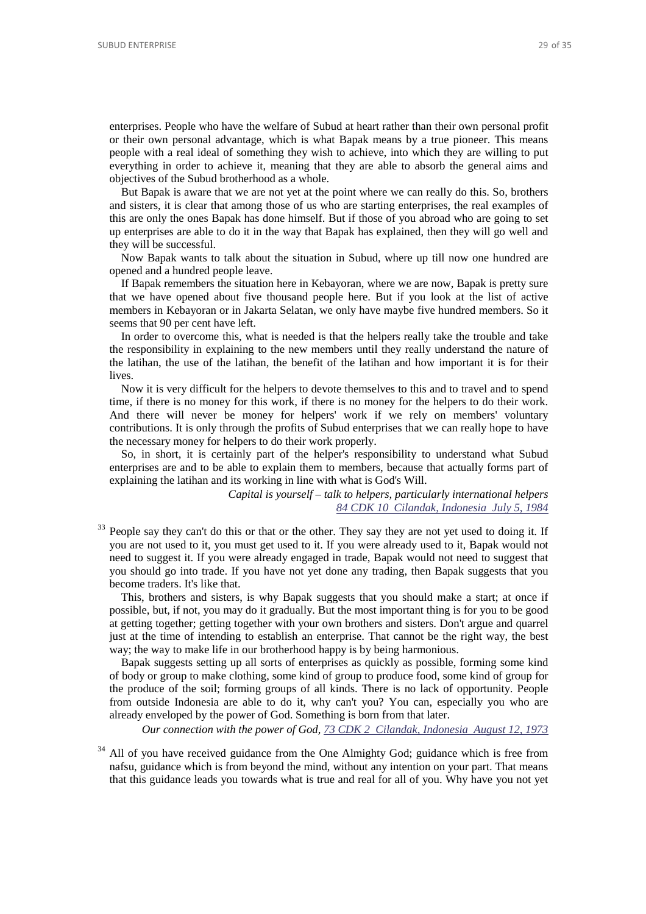enterprises. People who have the welfare of Subud at heart rather than their own personal profit or their own personal advantage, which is what Bapak means by a true pioneer. This means people with a real ideal of something they wish to achieve, into which they are willing to put everything in order to achieve it, meaning that they are able to absorb the general aims and objectives of the Subud brotherhood as a whole.

But Bapak is aware that we are not yet at the point where we can really do this. So, brothers and sisters, it is clear that among those of us who are starting enterprises, the real examples of this are only the ones Bapak has done himself. But if those of you abroad who are going to set up enterprises are able to do it in the way that Bapak has explained, then they will go well and they will be successful.

Now Bapak wants to talk about the situation in Subud, where up till now one hundred are opened and a hundred people leave.

If Bapak remembers the situation here in Kebayoran, where we are now, Bapak is pretty sure that we have opened about five thousand people here. But if you look at the list of active members in Kebayoran or in Jakarta Selatan, we only have maybe five hundred members. So it seems that 90 per cent have left.

In order to overcome this, what is needed is that the helpers really take the trouble and take the responsibility in explaining to the new members until they really understand the nature of the latihan, the use of the latihan, the benefit of the latihan and how important it is for their lives.

Now it is very difficult for the helpers to devote themselves to this and to travel and to spend time, if there is no money for this work, if there is no money for the helpers to do their work. And there will never be money for helpers' work if we rely on members' voluntary contributions. It is only through the profits of Subud enterprises that we can really hope to have the necessary money for helpers to do their work properly.

So, in short, it is certainly part of the helper's responsibility to understand what Subud enterprises are and to be able to explain them to members, because that actually forms part of explaining the latihan and its working in line with what is God's Will.

*Capital is yourself – talk to helpers, particularly international helpers*
*84 CDK 10 Cilandak, Indonesia July 5, 1984*

[33] People say they can't do this or that or the other. They say they are not yet used to doing it. If you are not used to it, you must get used to it. If you were already used to it, Bapak would not need to suggest it. If you were already engaged in trade, Bapak would not need to suggest that you should go into trade. If you have not yet done any trading, then Bapak suggests that you become traders. It's like that.

This, brothers and sisters, is why Bapak suggests that you should make a start; at once if possible, but, if not, you may do it gradually. But the most important thing is for you to be good at getting together; getting together with your own brothers and sisters. Don't argue and quarrel just at the time of intending to establish an enterprise. That cannot be the right way, the best way; the way to make life in our brotherhood happy is by being harmonious.

Bapak suggests setting up all sorts of enterprises as quickly as possible, forming some kind of body or group to make clothing, some kind of group to produce food, some kind of group for the produce of the soil; forming groups of all kinds. There is no lack of opportunity. People from outside Indonesia are able to do it, why can't you? You can, especially you who are already enveloped by the power of God. Something is born from that later.

*Our connection with the power of God, 73 CDK 2 Cilandak, Indonesia August 12, 1973*

[34] All of you have received guidance from the One Almighty God; guidance which is free from nafsu, guidance which is from beyond the mind, without any intention on your part. That means that this guidance leads you towards what is true and real for all of you. Why have you not yet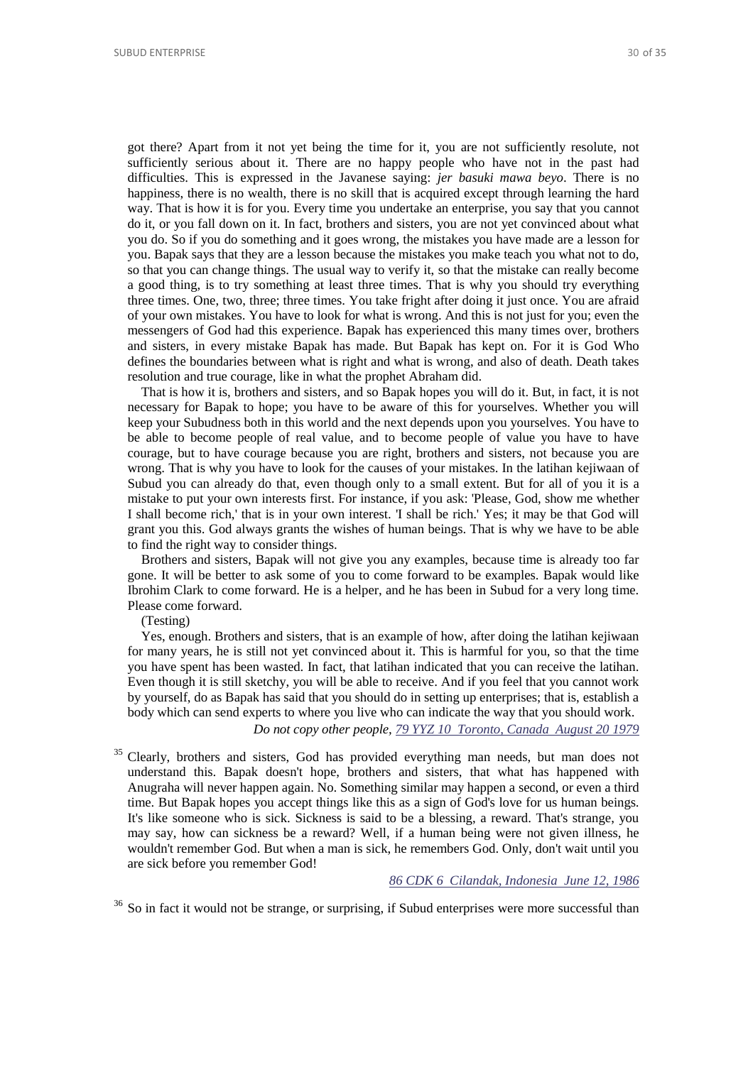got there? Apart from it not yet being the time for it, you are not sufficiently resolute, not sufficiently serious about it. There are no happy people who have not in the past had difficulties. This is expressed in the Javanese saying: *jer basuki mawa beyo*. There is no happiness, there is no wealth, there is no skill that is acquired except through learning the hard way. That is how it is for you. Every time you undertake an enterprise, you say that you cannot do it, or you fall down on it. In fact, brothers and sisters, you are not yet convinced about what you do. So if you do something and it goes wrong, the mistakes you have made are a lesson for you. Bapak says that they are a lesson because the mistakes you make teach you what not to do, so that you can change things. The usual way to verify it, so that the mistake can really become a good thing, is to try something at least three times. That is why you should try everything three times. One, two, three; three times. You take fright after doing it just once. You are afraid of your own mistakes. You have to look for what is wrong. And this is not just for you; even the messengers of God had this experience. Bapak has experienced this many times over, brothers and sisters, in every mistake Bapak has made. But Bapak has kept on. For it is God Who defines the boundaries between what is right and what is wrong, and also of death. Death takes resolution and true courage, like in what the prophet Abraham did.

That is how it is, brothers and sisters, and so Bapak hopes you will do it. But, in fact, it is not necessary for Bapak to hope; you have to be aware of this for yourselves. Whether you will keep your Subudness both in this world and the next depends upon you yourselves. You have to be able to become people of real value, and to become people of value you have to have courage, but to have courage because you are right, brothers and sisters, not because you are wrong. That is why you have to look for the causes of your mistakes. In the latihan kejiwaan of Subud you can already do that, even though only to a small extent. But for all of you it is a mistake to put your own interests first. For instance, if you ask: 'Please, God, show me whether I shall become rich,' that is in your own interest. 'I shall be rich.' Yes; it may be that God will grant you this. God always grants the wishes of human beings. That is why we have to be able to find the right way to consider things.

Brothers and sisters, Bapak will not give you any examples, because time is already too far gone. It will be better to ask some of you to come forward to be examples. Bapak would like Ibrohim Clark to come forward. He is a helper, and he has been in Subud for a very long time. Please come forward.

(Testing)

Yes, enough. Brothers and sisters, that is an example of how, after doing the latihan kejiwaan for many years, he is still not yet convinced about it. This is harmful for you, so that the time you have spent has been wasted. In fact, that latihan indicated that you can receive the latihan. Even though it is still sketchy, you will be able to receive. And if you feel that you cannot work by yourself, do as Bapak has said that you should do in setting up enterprises; that is, establish a body which can send experts to where you live who can indicate the way that you should work.

*Do not copy other people, 79 YYZ 10 Toronto, Canada August 20 1979*

[35] Clearly, brothers and sisters, God has provided everything man needs, but man does not understand this. Bapak doesn't hope, brothers and sisters, that what has happened with Anugraha will never happen again. No. Something similar may happen a second, or even a third time. But Bapak hopes you accept things like this as a sign of God's love for us human beings. It's like someone who is sick. Sickness is said to be a blessing, a reward. That's strange, you may say, how can sickness be a reward? Well, if a human being were not given illness, he wouldn't remember God. But when a man is sick, he remembers God. Only, don't wait until you are sick before you remember God!

*86 CDK 6 Cilandak, Indonesia June 12, 1986*

[36] So in fact it would not be strange, or surprising, if Subud enterprises were more successful than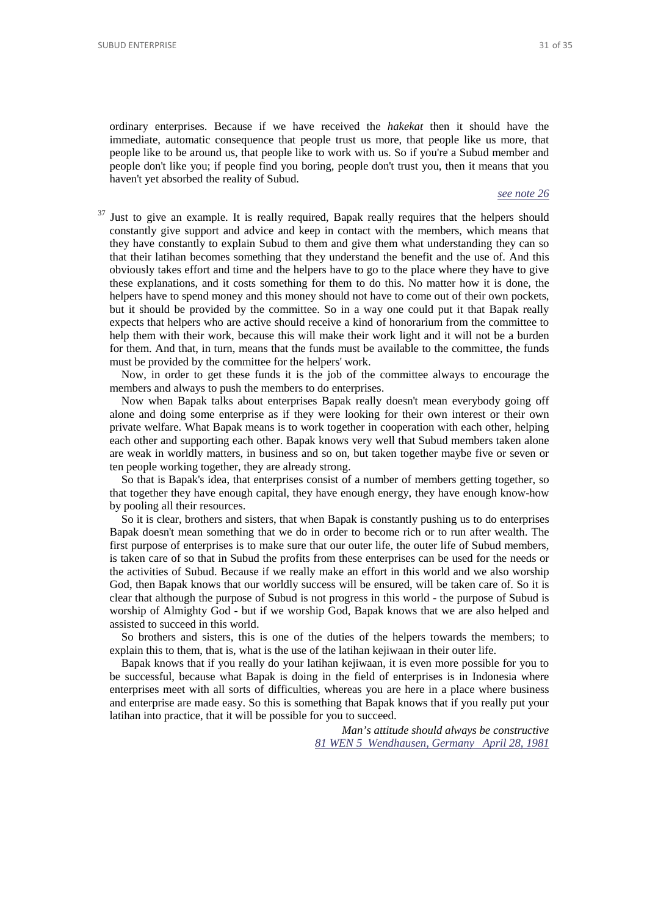ordinary enterprises. Because if we have received the *hakekat* then it should have the immediate, automatic consequence that people trust us more, that people like us more, that people like to be around us, that people like to work with us. So if you're a Subud member and people don't like you; if people find you boring, people don't trust you, then it means that you haven't yet absorbed the reality of Subud.

*see note 26*

[37] Just to give an example. It is really required, Bapak really requires that the helpers should constantly give support and advice and keep in contact with the members, which means that they have constantly to explain Subud to them and give them what understanding they can so that their latihan becomes something that they understand the benefit and the use of. And this obviously takes effort and time and the helpers have to go to the place where they have to give these explanations, and it costs something for them to do this. No matter how it is done, the helpers have to spend money and this money should not have to come out of their own pockets, but it should be provided by the committee. So in a way one could put it that Bapak really expects that helpers who are active should receive a kind of honorarium from the committee to help them with their work, because this will make their work light and it will not be a burden for them. And that, in turn, means that the funds must be available to the committee, the funds must be provided by the committee for the helpers' work.

Now, in order to get these funds it is the job of the committee always to encourage the members and always to push the members to do enterprises.

Now when Bapak talks about enterprises Bapak really doesn't mean everybody going off alone and doing some enterprise as if they were looking for their own interest or their own private welfare. What Bapak means is to work together in cooperation with each other, helping each other and supporting each other. Bapak knows very well that Subud members taken alone are weak in worldly matters, in business and so on, but taken together maybe five or seven or ten people working together, they are already strong.

So that is Bapak's idea, that enterprises consist of a number of members getting together, so that together they have enough capital, they have enough energy, they have enough know-how by pooling all their resources.

So it is clear, brothers and sisters, that when Bapak is constantly pushing us to do enterprises Bapak doesn't mean something that we do in order to become rich or to run after wealth. The first purpose of enterprises is to make sure that our outer life, the outer life of Subud members, is taken care of so that in Subud the profits from these enterprises can be used for the needs or the activities of Subud. Because if we really make an effort in this world and we also worship God, then Bapak knows that our worldly success will be ensured, will be taken care of. So it is clear that although the purpose of Subud is not progress in this world - the purpose of Subud is worship of Almighty God - but if we worship God, Bapak knows that we are also helped and assisted to succeed in this world.

So brothers and sisters, this is one of the duties of the helpers towards the members; to explain this to them, that is, what is the use of the latihan kejiwaan in their outer life.

Bapak knows that if you really do your latihan kejiwaan, it is even more possible for you to be successful, because what Bapak is doing in the field of enterprises is in Indonesia where enterprises meet with all sorts of difficulties, whereas you are here in a place where business and enterprise are made easy. So this is something that Bapak knows that if you really put your latihan into practice, that it will be possible for you to succeed.

*Man's attitude should always be constructive*
*81 WEN 5 Wendhausen, Germany April 28, 1981*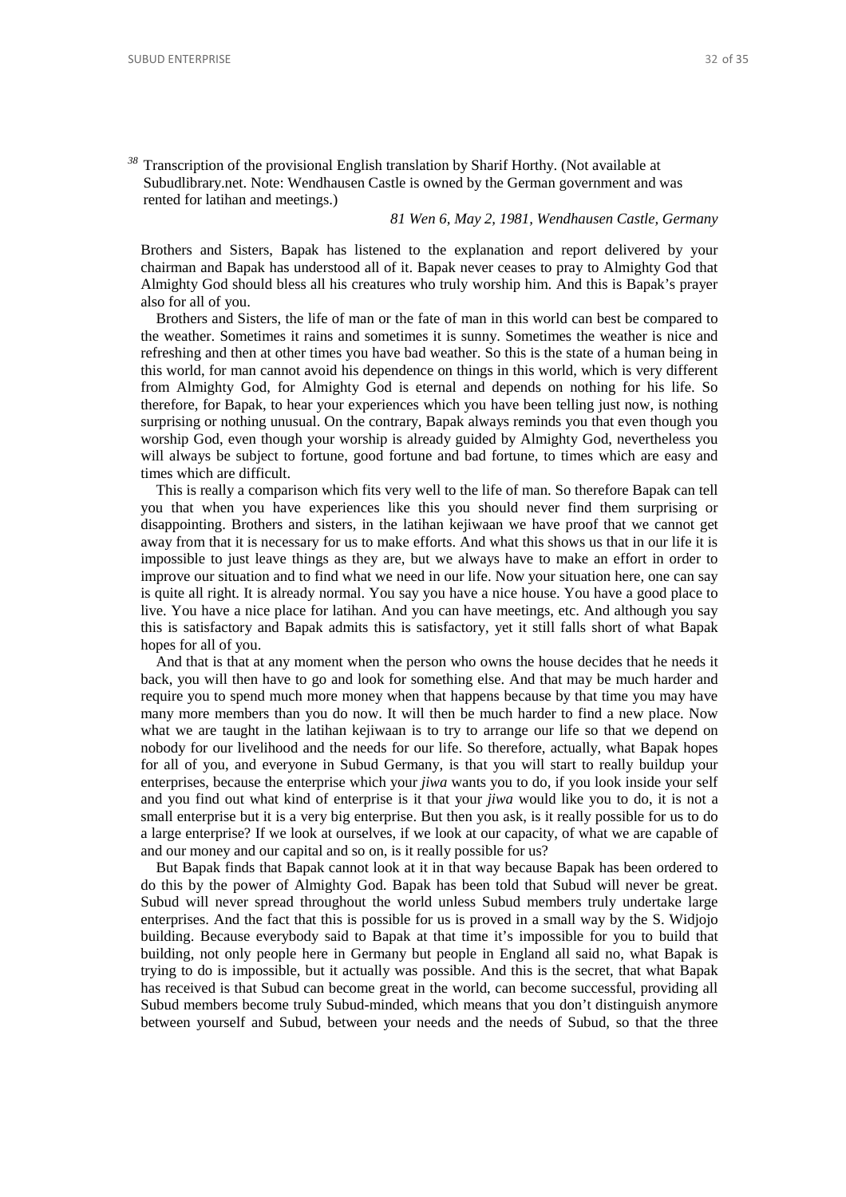[38] Transcription of the provisional English translation by Sharif Horthy. (Not available at Subudlibrary.net. Note: Wendhausen Castle is owned by the German government and was rented for latihan and meetings.)

*81 Wen 6, May 2, 1981, Wendhausen Castle, Germany*

Brothers and Sisters, Bapak has listened to the explanation and report delivered by your chairman and Bapak has understood all of it. Bapak never ceases to pray to Almighty God that Almighty God should bless all his creatures who truly worship him. And this is Bapak's prayer also for all of you.

Brothers and Sisters, the life of man or the fate of man in this world can best be compared to the weather. Sometimes it rains and sometimes it is sunny. Sometimes the weather is nice and refreshing and then at other times you have bad weather. So this is the state of a human being in this world, for man cannot avoid his dependence on things in this world, which is very different from Almighty God, for Almighty God is eternal and depends on nothing for his life. So therefore, for Bapak, to hear your experiences which you have been telling just now, is nothing surprising or nothing unusual. On the contrary, Bapak always reminds you that even though you worship God, even though your worship is already guided by Almighty God, nevertheless you will always be subject to fortune, good fortune and bad fortune, to times which are easy and times which are difficult.

This is really a comparison which fits very well to the life of man. So therefore Bapak can tell you that when you have experiences like this you should never find them surprising or disappointing. Brothers and sisters, in the latihan kejiwaan we have proof that we cannot get away from that it is necessary for us to make efforts. And what this shows us that in our life it is impossible to just leave things as they are, but we always have to make an effort in order to improve our situation and to find what we need in our life. Now your situation here, one can say is quite all right. It is already normal. You say you have a nice house. You have a good place to live. You have a nice place for latihan. And you can have meetings, etc. And although you say this is satisfactory and Bapak admits this is satisfactory, yet it still falls short of what Bapak hopes for all of you.

And that is that at any moment when the person who owns the house decides that he needs it back, you will then have to go and look for something else. And that may be much harder and require you to spend much more money when that happens because by that time you may have many more members than you do now. It will then be much harder to find a new place. Now what we are taught in the latihan kejiwaan is to try to arrange our life so that we depend on nobody for our livelihood and the needs for our life. So therefore, actually, what Bapak hopes for all of you, and everyone in Subud Germany, is that you will start to really buildup your enterprises, because the enterprise which your *jiwa* wants you to do, if you look inside your self and you find out what kind of enterprise is it that your *jiwa* would like you to do, it is not a small enterprise but it is a very big enterprise. But then you ask, is it really possible for us to do a large enterprise? If we look at ourselves, if we look at our capacity, of what we are capable of and our money and our capital and so on, is it really possible for us?

But Bapak finds that Bapak cannot look at it in that way because Bapak has been ordered to do this by the power of Almighty God. Bapak has been told that Subud will never be great. Subud will never spread throughout the world unless Subud members truly undertake large enterprises. And the fact that this is possible for us is proved in a small way by the S. Widjojo building. Because everybody said to Bapak at that time it's impossible for you to build that building, not only people here in Germany but people in England all said no, what Bapak is trying to do is impossible, but it actually was possible. And this is the secret, that what Bapak has received is that Subud can become great in the world, can become successful, providing all Subud members become truly Subud-minded, which means that you don't distinguish anymore between yourself and Subud, between your needs and the needs of Subud, so that the three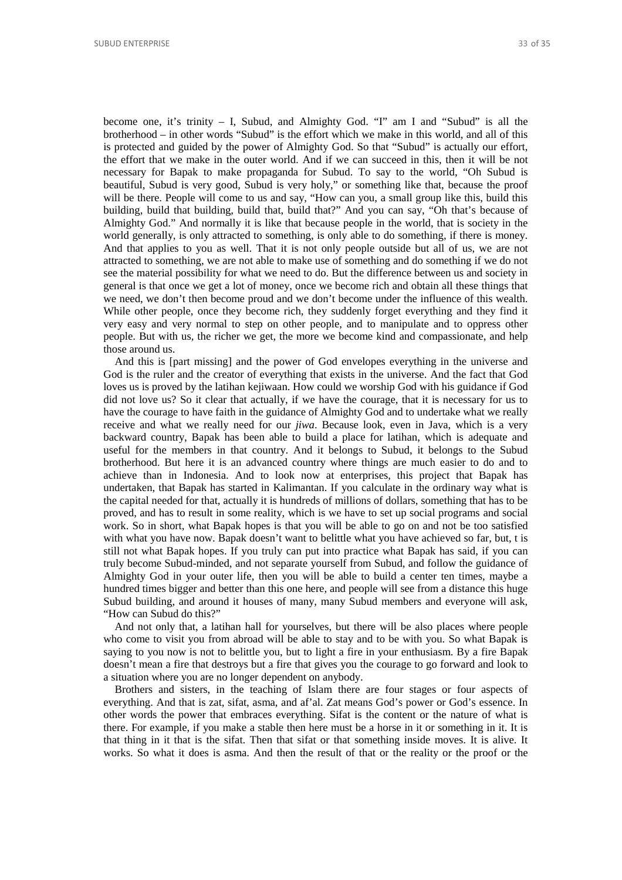become one, it's trinity – I, Subud, and Almighty God. "I" am I and "Subud" is all the brotherhood – in other words "Subud" is the effort which we make in this world, and all of this is protected and guided by the power of Almighty God. So that "Subud" is actually our effort, the effort that we make in the outer world. And if we can succeed in this, then it will be not necessary for Bapak to make propaganda for Subud. To say to the world, "Oh Subud is beautiful, Subud is very good, Subud is very holy," or something like that, because the proof will be there. People will come to us and say, "How can you, a small group like this, build this building, build that building, build that, build that?" And you can say, "Oh that's because of Almighty God." And normally it is like that because people in the world, that is society in the world generally, is only attracted to something, is only able to do something, if there is money. And that applies to you as well. That it is not only people outside but all of us, we are not attracted to something, we are not able to make use of something and do something if we do not see the material possibility for what we need to do. But the difference between us and society in general is that once we get a lot of money, once we become rich and obtain all these things that we need, we don't then become proud and we don't become under the influence of this wealth. While other people, once they become rich, they suddenly forget everything and they find it very easy and very normal to step on other people, and to manipulate and to oppress other people. But with us, the richer we get, the more we become kind and compassionate, and help those around us.

And this is [part missing] and the power of God envelopes everything in the universe and God is the ruler and the creator of everything that exists in the universe. And the fact that God loves us is proved by the latihan kejiwaan. How could we worship God with his guidance if God did not love us? So it clear that actually, if we have the courage, that it is necessary for us to have the courage to have faith in the guidance of Almighty God and to undertake what we really receive and what we really need for our *jiwa*. Because look, even in Java, which is a very backward country, Bapak has been able to build a place for latihan, which is adequate and useful for the members in that country. And it belongs to Subud, it belongs to the Subud brotherhood. But here it is an advanced country where things are much easier to do and to achieve than in Indonesia. And to look now at enterprises, this project that Bapak has undertaken, that Bapak has started in Kalimantan. If you calculate in the ordinary way what is the capital needed for that, actually it is hundreds of millions of dollars, something that has to be proved, and has to result in some reality, which is we have to set up social programs and social work. So in short, what Bapak hopes is that you will be able to go on and not be too satisfied with what you have now. Bapak doesn't want to belittle what you have achieved so far, but, t is still not what Bapak hopes. If you truly can put into practice what Bapak has said, if you can truly become Subud-minded, and not separate yourself from Subud, and follow the guidance of Almighty God in your outer life, then you will be able to build a center ten times, maybe a hundred times bigger and better than this one here, and people will see from a distance this huge Subud building, and around it houses of many, many Subud members and everyone will ask, "How can Subud do this?"

And not only that, a latihan hall for yourselves, but there will be also places where people who come to visit you from abroad will be able to stay and to be with you. So what Bapak is saying to you now is not to belittle you, but to light a fire in your enthusiasm. By a fire Bapak doesn't mean a fire that destroys but a fire that gives you the courage to go forward and look to a situation where you are no longer dependent on anybody.

Brothers and sisters, in the teaching of Islam there are four stages or four aspects of everything. And that is zat, sifat, asma, and af'al. Zat means God's power or God's essence. In other words the power that embraces everything. Sifat is the content or the nature of what is there. For example, if you make a stable then here must be a horse in it or something in it. It is that thing in it that is the sifat. Then that sifat or that something inside moves. It is alive. It works. So what it does is asma. And then the result of that or the reality or the proof or the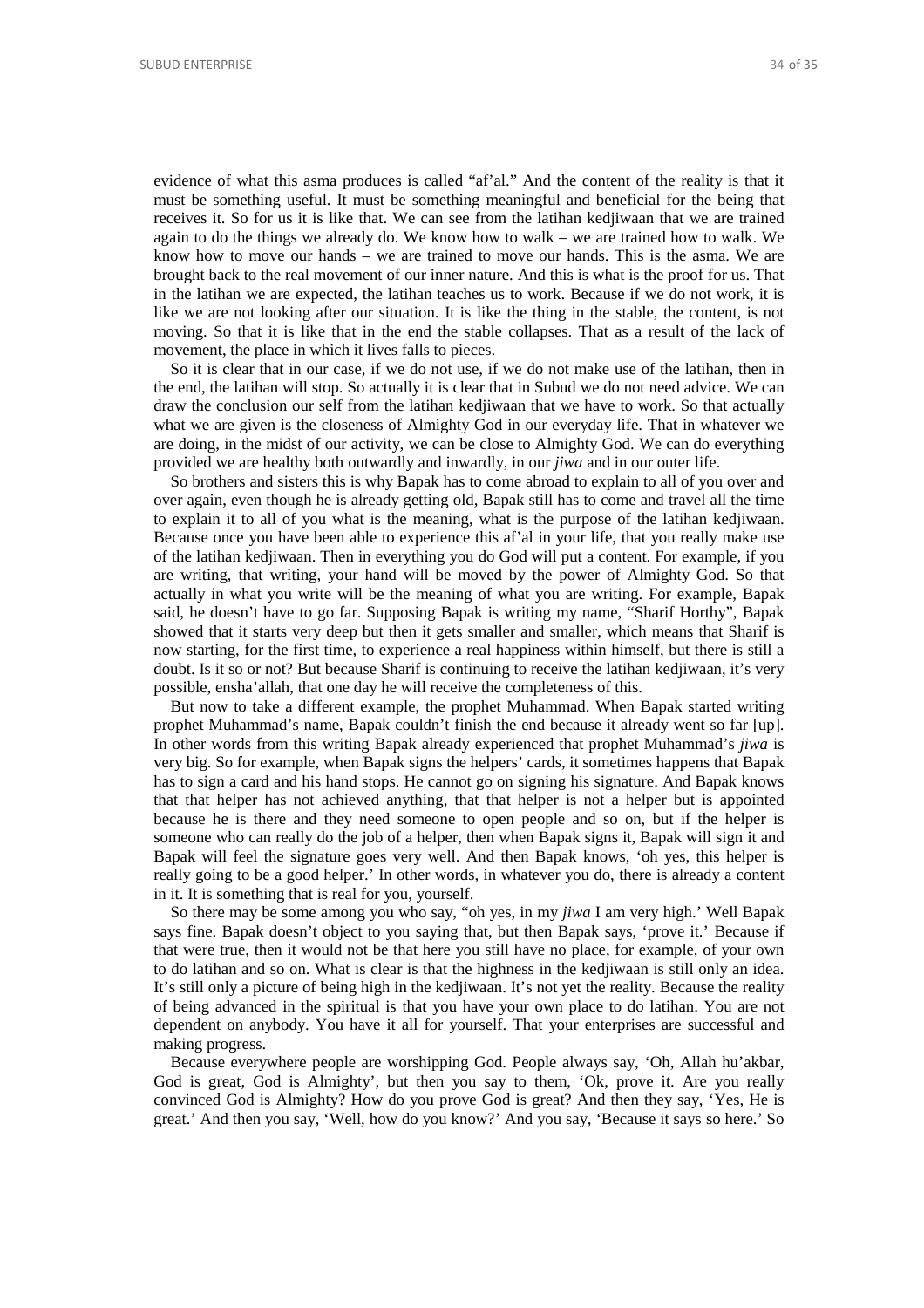evidence of what this asma produces is called "af'al." And the content of the reality is that it must be something useful. It must be something meaningful and beneficial for the being that receives it. So for us it is like that. We can see from the latihan kedjiwaan that we are trained again to do the things we already do. We know how to walk – we are trained how to walk. We know how to move our hands – we are trained to move our hands. This is the asma. We are brought back to the real movement of our inner nature. And this is what is the proof for us. That in the latihan we are expected, the latihan teaches us to work. Because if we do not work, it is like we are not looking after our situation. It is like the thing in the stable, the content, is not moving. So that it is like that in the end the stable collapses. That as a result of the lack of movement, the place in which it lives falls to pieces.

So it is clear that in our case, if we do not use, if we do not make use of the latihan, then in the end, the latihan will stop. So actually it is clear that in Subud we do not need advice. We can draw the conclusion our self from the latihan kedjiwaan that we have to work. So that actually what we are given is the closeness of Almighty God in our everyday life. That in whatever we are doing, in the midst of our activity, we can be close to Almighty God. We can do everything provided we are healthy both outwardly and inwardly, in our *jiwa* and in our outer life.

So brothers and sisters this is why Bapak has to come abroad to explain to all of you over and over again, even though he is already getting old, Bapak still has to come and travel all the time to explain it to all of you what is the meaning, what is the purpose of the latihan kedjiwaan. Because once you have been able to experience this af'al in your life, that you really make use of the latihan kedjiwaan. Then in everything you do God will put a content. For example, if you are writing, that writing, your hand will be moved by the power of Almighty God. So that actually in what you write will be the meaning of what you are writing. For example, Bapak said, he doesn't have to go far. Supposing Bapak is writing my name, "Sharif Horthy", Bapak showed that it starts very deep but then it gets smaller and smaller, which means that Sharif is now starting, for the first time, to experience a real happiness within himself, but there is still a doubt. Is it so or not? But because Sharif is continuing to receive the latihan kedjiwaan, it's very possible, ensha'allah, that one day he will receive the completeness of this.

But now to take a different example, the prophet Muhammad. When Bapak started writing prophet Muhammad's name, Bapak couldn't finish the end because it already went so far [up]. In other words from this writing Bapak already experienced that prophet Muhammad's *jiwa* is very big. So for example, when Bapak signs the helpers' cards, it sometimes happens that Bapak has to sign a card and his hand stops. He cannot go on signing his signature. And Bapak knows that that helper has not achieved anything, that that helper is not a helper but is appointed because he is there and they need someone to open people and so on, but if the helper is someone who can really do the job of a helper, then when Bapak signs it, Bapak will sign it and Bapak will feel the signature goes very well. And then Bapak knows, 'oh yes, this helper is really going to be a good helper.' In other words, in whatever you do, there is already a content in it. It is something that is real for you, yourself.

So there may be some among you who say, "oh yes, in my *jiwa* I am very high.' Well Bapak says fine. Bapak doesn't object to you saying that, but then Bapak says, 'prove it.' Because if that were true, then it would not be that here you still have no place, for example, of your own to do latihan and so on. What is clear is that the highness in the kedjiwaan is still only an idea. It's still only a picture of being high in the kedjiwaan. It's not yet the reality. Because the reality of being advanced in the spiritual is that you have your own place to do latihan. You are not dependent on anybody. You have it all for yourself. That your enterprises are successful and making progress.

Because everywhere people are worshipping God. People always say, 'Oh, Allah hu'akbar, God is great, God is Almighty', but then you say to them, 'Ok, prove it. Are you really convinced God is Almighty? How do you prove God is great? And then they say, 'Yes, He is great.' And then you say, 'Well, how do you know?' And you say, 'Because it says so here.' So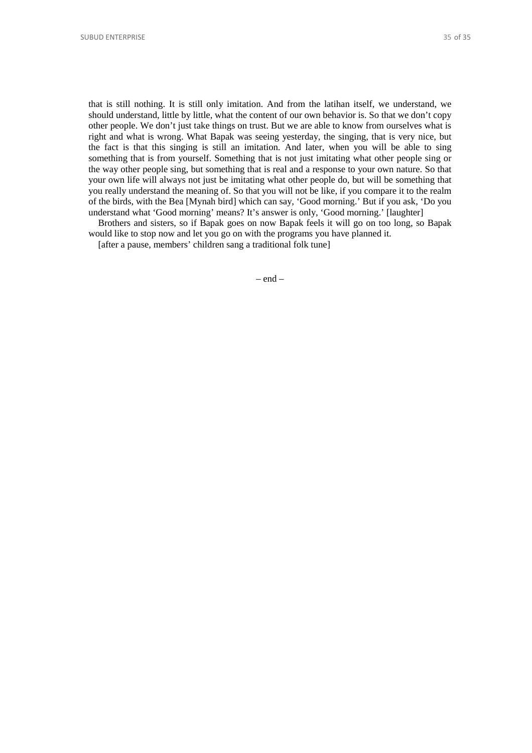that is still nothing. It is still only imitation. And from the latihan itself, we understand, we should understand, little by little, what the content of our own behavior is. So that we don't copy other people. We don't just take things on trust. But we are able to know from ourselves what is right and what is wrong. What Bapak was seeing yesterday, the singing, that is very nice, but the fact is that this singing is still an imitation. And later, when you will be able to sing something that is from yourself. Something that is not just imitating what other people sing or the way other people sing, but something that is real and a response to your own nature. So that your own life will always not just be imitating what other people do, but will be something that you really understand the meaning of. So that you will not be like, if you compare it to the realm of the birds, with the Bea [Mynah bird] which can say, 'Good morning.' But if you ask, 'Do you understand what 'Good morning' means? It's answer is only, 'Good morning.' [laughter]

Brothers and sisters, so if Bapak goes on now Bapak feels it will go on too long, so Bapak would like to stop now and let you go on with the programs you have planned it.

[after a pause, members' children sang a traditional folk tune]

– end –